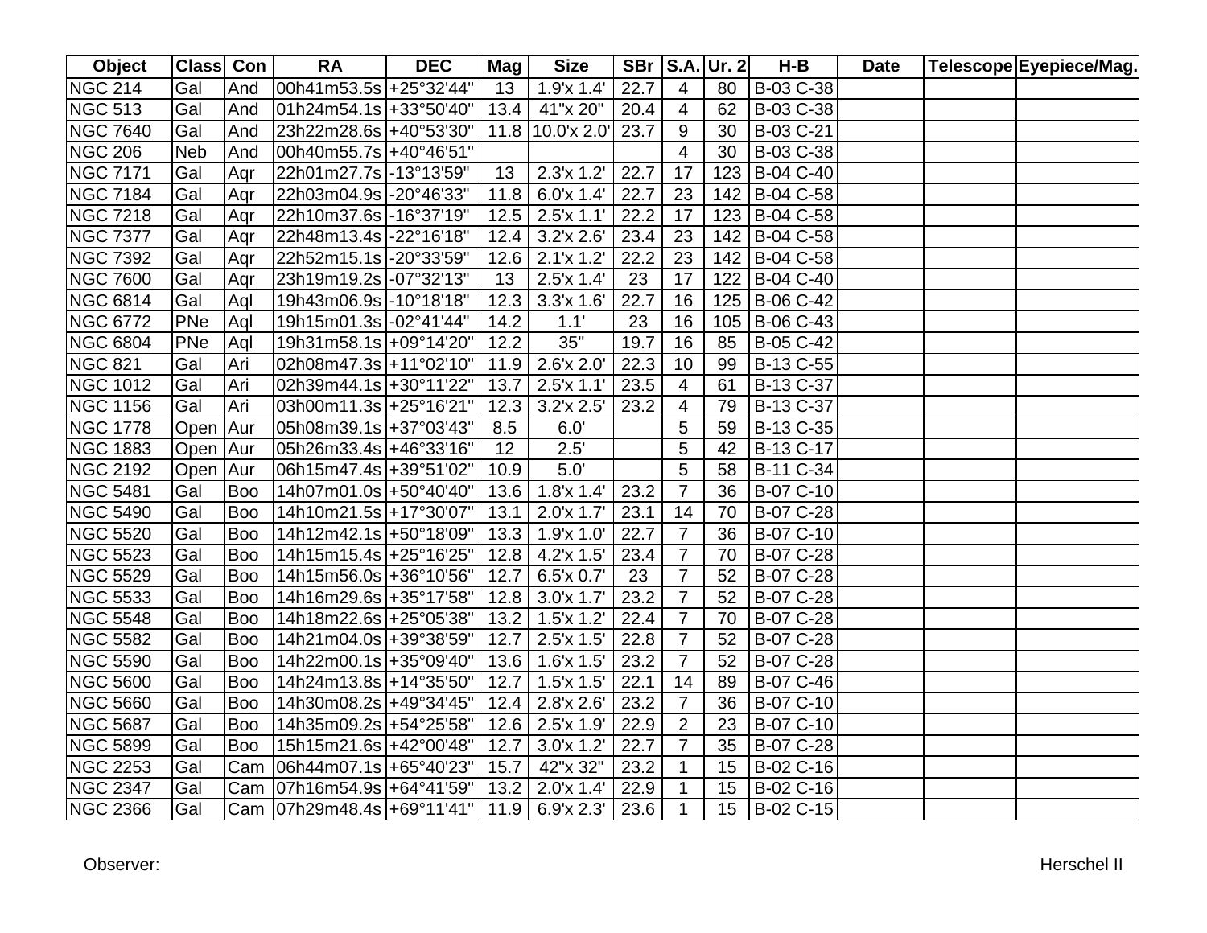| Object | Class | Con | RA | DEC | Mag | Size | SBr | S.A. | Ur. 2 | H-B | Date | Telescope | Eyepiece/Mag. |
|---|---|---|---|---|---|---|---|---|---|---|---|---|---|
| NGC 214 | Gal | And | 00h41m53.5s | +25°32'44" | 13 | 1.9'x 1.4' | 22.7 | 4 | 80 | B-03 C-38 | | | |
| NGC 513 | Gal | And | 01h24m54.1s | +33°50'40" | 13.4 | 41"x 20" | 20.4 | 4 | 62 | B-03 C-38 | | | |
| NGC 7640 | Gal | And | 23h22m28.6s | +40°53'30" | 11.8 | 10.0'x 2.0' | 23.7 | 9 | 30 | B-03 C-21 | | | |
| NGC 206 | Neb | And | 00h40m55.7s | +40°46'51" | | | | 4 | 30 | B-03 C-38 | | | |
| NGC 7171 | Gal | Aqr | 22h01m27.7s | -13°13'59" | 13 | 2.3'x 1.2' | 22.7 | 17 | 123 | B-04 C-40 | | | |
| NGC 7184 | Gal | Aqr | 22h03m04.9s | -20°46'33" | 11.8 | 6.0'x 1.4' | 22.7 | 23 | 142 | B-04 C-58 | | | |
| NGC 7218 | Gal | Aqr | 22h10m37.6s | -16°37'19" | 12.5 | 2.5'x 1.1' | 22.2 | 17 | 123 | B-04 C-58 | | | |
| NGC 7377 | Gal | Aqr | 22h48m13.4s | -22°16'18" | 12.4 | 3.2'x 2.6' | 23.4 | 23 | 142 | B-04 C-58 | | | |
| NGC 7392 | Gal | Aqr | 22h52m15.1s | -20°33'59" | 12.6 | 2.1'x 1.2' | 22.2 | 23 | 142 | B-04 C-58 | | | |
| NGC 7600 | Gal | Aqr | 23h19m19.2s | -07°32'13" | 13 | 2.5'x 1.4' | 23 | 17 | 122 | B-04 C-40 | | | |
| NGC 6814 | Gal | Aql | 19h43m06.9s | -10°18'18" | 12.3 | 3.3'x 1.6' | 22.7 | 16 | 125 | B-06 C-42 | | | |
| NGC 6772 | PNe | Aql | 19h15m01.3s | -02°41'44" | 14.2 | 1.1' | 23 | 16 | 105 | B-06 C-43 | | | |
| NGC 6804 | PNe | Aql | 19h31m58.1s | +09°14'20" | 12.2 | 35" | 19.7 | 16 | 85 | B-05 C-42 | | | |
| NGC 821 | Gal | Ari | 02h08m47.3s | +11°02'10" | 11.9 | 2.6'x 2.0' | 22.3 | 10 | 99 | B-13 C-55 | | | |
| NGC 1012 | Gal | Ari | 02h39m44.1s | +30°11'22" | 13.7 | 2.5'x 1.1' | 23.5 | 4 | 61 | B-13 C-37 | | | |
| NGC 1156 | Gal | Ari | 03h00m11.3s | +25°16'21" | 12.3 | 3.2'x 2.5' | 23.2 | 4 | 79 | B-13 C-37 | | | |
| NGC 1778 | Open | Aur | 05h08m39.1s | +37°03'43" | 8.5 | 6.0' | | 5 | 59 | B-13 C-35 | | | |
| NGC 1883 | Open | Aur | 05h26m33.4s | +46°33'16" | 12 | 2.5' | | 5 | 42 | B-13 C-17 | | | |
| NGC 2192 | Open | Aur | 06h15m47.4s | +39°51'02" | 10.9 | 5.0' | | 5 | 58 | B-11 C-34 | | | |
| NGC 5481 | Gal | Boo | 14h07m01.0s | +50°40'40" | 13.6 | 1.8'x 1.4' | 23.2 | 7 | 36 | B-07 C-10 | | | |
| NGC 5490 | Gal | Boo | 14h10m21.5s | +17°30'07" | 13.1 | 2.0'x 1.7' | 23.1 | 14 | 70 | B-07 C-28 | | | |
| NGC 5520 | Gal | Boo | 14h12m42.1s | +50°18'09" | 13.3 | 1.9'x 1.0' | 22.7 | 7 | 36 | B-07 C-10 | | | |
| NGC 5523 | Gal | Boo | 14h15m15.4s | +25°16'25" | 12.8 | 4.2'x 1.5' | 23.4 | 7 | 70 | B-07 C-28 | | | |
| NGC 5529 | Gal | Boo | 14h15m56.0s | +36°10'56" | 12.7 | 6.5'x 0.7' | 23 | 7 | 52 | B-07 C-28 | | | |
| NGC 5533 | Gal | Boo | 14h16m29.6s | +35°17'58" | 12.8 | 3.0'x 1.7' | 23.2 | 7 | 52 | B-07 C-28 | | | |
| NGC 5548 | Gal | Boo | 14h18m22.6s | +25°05'38" | 13.2 | 1.5'x 1.2' | 22.4 | 7 | 70 | B-07 C-28 | | | |
| NGC 5582 | Gal | Boo | 14h21m04.0s | +39°38'59" | 12.7 | 2.5'x 1.5' | 22.8 | 7 | 52 | B-07 C-28 | | | |
| NGC 5590 | Gal | Boo | 14h22m00.1s | +35°09'40" | 13.6 | 1.6'x 1.5' | 23.2 | 7 | 52 | B-07 C-28 | | | |
| NGC 5600 | Gal | Boo | 14h24m13.8s | +14°35'50" | 12.7 | 1.5'x 1.5' | 22.1 | 14 | 89 | B-07 C-46 | | | |
| NGC 5660 | Gal | Boo | 14h30m08.2s | +49°34'45" | 12.4 | 2.8'x 2.6' | 23.2 | 7 | 36 | B-07 C-10 | | | |
| NGC 5687 | Gal | Boo | 14h35m09.2s | +54°25'58" | 12.6 | 2.5'x 1.9' | 22.9 | 2 | 23 | B-07 C-10 | | | |
| NGC 5899 | Gal | Boo | 15h15m21.6s | +42°00'48" | 12.7 | 3.0'x 1.2' | 22.7 | 7 | 35 | B-07 C-28 | | | |
| NGC 2253 | Gal | Cam | 06h44m07.1s | +65°40'23" | 15.7 | 42"x 32" | 23.2 | 1 | 15 | B-02 C-16 | | | |
| NGC 2347 | Gal | Cam | 07h16m54.9s | +64°41'59" | 13.2 | 2.0'x 1.4' | 22.9 | 1 | 15 | B-02 C-16 | | | |
| NGC 2366 | Gal | Cam | 07h29m48.4s | +69°11'41" | 11.9 | 6.9'x 2.3' | 23.6 | 1 | 15 | B-02 C-15 | | | |

Observer:

Herschel II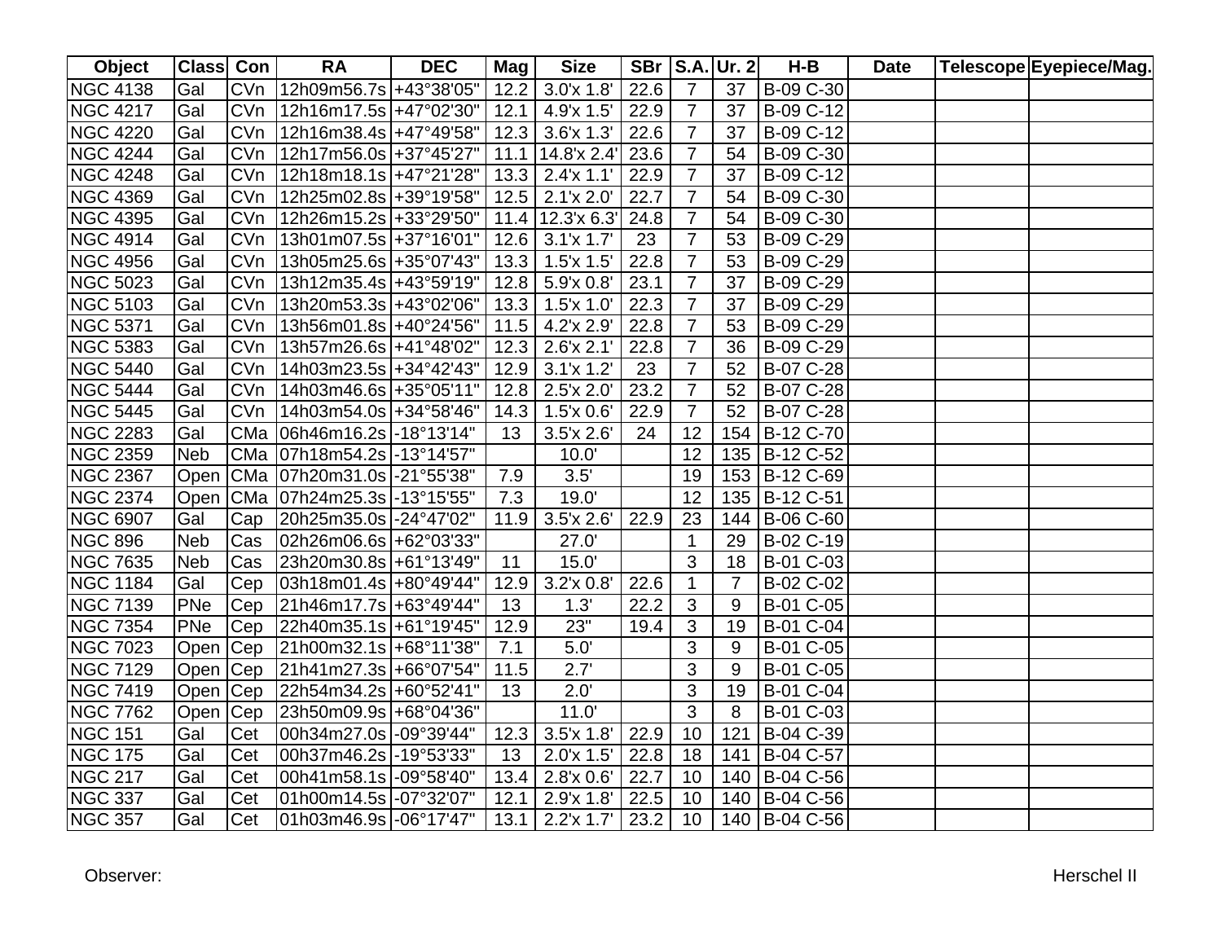| Object | Class | Con | RA | DEC | Mag | Size | SBr | S.A. | Ur. 2 | H-B | Date | Telescope | Eyepiece/Mag. |
|---|---|---|---|---|---|---|---|---|---|---|---|---|---|
| NGC 4138 | Gal | CVn | 12h09m56.7s | +43°38'05" | 12.2 | 3.0'x 1.8' | 22.6 | 7 | 37 | B-09 C-30 | | | |
| NGC 4217 | Gal | CVn | 12h16m17.5s | +47°02'30" | 12.1 | 4.9'x 1.5' | 22.9 | 7 | 37 | B-09 C-12 | | | |
| NGC 4220 | Gal | CVn | 12h16m38.4s | +47°49'58" | 12.3 | 3.6'x 1.3' | 22.6 | 7 | 37 | B-09 C-12 | | | |
| NGC 4244 | Gal | CVn | 12h17m56.0s | +37°45'27" | 11.1 | 14.8'x 2.4' | 23.6 | 7 | 54 | B-09 C-30 | | | |
| NGC 4248 | Gal | CVn | 12h18m18.1s | +47°21'28" | 13.3 | 2.4'x 1.1' | 22.9 | 7 | 37 | B-09 C-12 | | | |
| NGC 4369 | Gal | CVn | 12h25m02.8s | +39°19'58" | 12.5 | 2.1'x 2.0' | 22.7 | 7 | 54 | B-09 C-30 | | | |
| NGC 4395 | Gal | CVn | 12h26m15.2s | +33°29'50" | 11.4 | 12.3'x 6.3' | 24.8 | 7 | 54 | B-09 C-30 | | | |
| NGC 4914 | Gal | CVn | 13h01m07.5s | +37°16'01" | 12.6 | 3.1'x 1.7' | 23 | 7 | 53 | B-09 C-29 | | | |
| NGC 4956 | Gal | CVn | 13h05m25.6s | +35°07'43" | 13.3 | 1.5'x 1.5' | 22.8 | 7 | 53 | B-09 C-29 | | | |
| NGC 5023 | Gal | CVn | 13h12m35.4s | +43°59'19" | 12.8 | 5.9'x 0.8' | 23.1 | 7 | 37 | B-09 C-29 | | | |
| NGC 5103 | Gal | CVn | 13h20m53.3s | +43°02'06" | 13.3 | 1.5'x 1.0' | 22.3 | 7 | 37 | B-09 C-29 | | | |
| NGC 5371 | Gal | CVn | 13h56m01.8s | +40°24'56" | 11.5 | 4.2'x 2.9' | 22.8 | 7 | 53 | B-09 C-29 | | | |
| NGC 5383 | Gal | CVn | 13h57m26.6s | +41°48'02" | 12.3 | 2.6'x 2.1' | 22.8 | 7 | 36 | B-09 C-29 | | | |
| NGC 5440 | Gal | CVn | 14h03m23.5s | +34°42'43" | 12.9 | 3.1'x 1.2' | 23 | 7 | 52 | B-07 C-28 | | | |
| NGC 5444 | Gal | CVn | 14h03m46.6s | +35°05'11" | 12.8 | 2.5'x 2.0' | 23.2 | 7 | 52 | B-07 C-28 | | | |
| NGC 5445 | Gal | CVn | 14h03m54.0s | +34°58'46" | 14.3 | 1.5'x 0.6' | 22.9 | 7 | 52 | B-07 C-28 | | | |
| NGC 2283 | Gal | CMa | 06h46m16.2s | -18°13'14" | 13 | 3.5'x 2.6' | 24 | 12 | 154 | B-12 C-70 | | | |
| NGC 2359 | Neb | CMa | 07h18m54.2s | -13°14'57" | | 10.0' | | 12 | 135 | B-12 C-52 | | | |
| NGC 2367 | Open | CMa | 07h20m31.0s | -21°55'38" | 7.9 | 3.5' | | 19 | 153 | B-12 C-69 | | | |
| NGC 2374 | Open | CMa | 07h24m25.3s | -13°15'55" | 7.3 | 19.0' | | 12 | 135 | B-12 C-51 | | | |
| NGC 6907 | Gal | Cap | 20h25m35.0s | -24°47'02" | 11.9 | 3.5'x 2.6' | 22.9 | 23 | 144 | B-06 C-60 | | | |
| NGC 896 | Neb | Cas | 02h26m06.6s | +62°03'33" | | 27.0' | | 1 | 29 | B-02 C-19 | | | |
| NGC 7635 | Neb | Cas | 23h20m30.8s | +61°13'49" | 11 | 15.0' | | 3 | 18 | B-01 C-03 | | | |
| NGC 1184 | Gal | Cep | 03h18m01.4s | +80°49'44" | 12.9 | 3.2'x 0.8' | 22.6 | 1 | 7 | B-02 C-02 | | | |
| NGC 7139 | PNe | Cep | 21h46m17.7s | +63°49'44" | 13 | 1.3' | 22.2 | 3 | 9 | B-01 C-05 | | | |
| NGC 7354 | PNe | Cep | 22h40m35.1s | +61°19'45" | 12.9 | 23" | 19.4 | 3 | 19 | B-01 C-04 | | | |
| NGC 7023 | Open | Cep | 21h00m32.1s | +68°11'38" | 7.1 | 5.0' | | 3 | 9 | B-01 C-05 | | | |
| NGC 7129 | Open | Cep | 21h41m27.3s | +66°07'54" | 11.5 | 2.7' | | 3 | 9 | B-01 C-05 | | | |
| NGC 7419 | Open | Cep | 22h54m34.2s | +60°52'41" | 13 | 2.0' | | 3 | 19 | B-01 C-04 | | | |
| NGC 7762 | Open | Cep | 23h50m09.9s | +68°04'36" | | 11.0' | | 3 | 8 | B-01 C-03 | | | |
| NGC 151 | Gal | Cet | 00h34m27.0s | -09°39'44" | 12.3 | 3.5'x 1.8' | 22.9 | 10 | 121 | B-04 C-39 | | | |
| NGC 175 | Gal | Cet | 00h37m46.2s | -19°53'33" | 13 | 2.0'x 1.5' | 22.8 | 18 | 141 | B-04 C-57 | | | |
| NGC 217 | Gal | Cet | 00h41m58.1s | -09°58'40" | 13.4 | 2.8'x 0.6' | 22.7 | 10 | 140 | B-04 C-56 | | | |
| NGC 337 | Gal | Cet | 01h00m14.5s | -07°32'07" | 12.1 | 2.9'x 1.8' | 22.5 | 10 | 140 | B-04 C-56 | | | |
| NGC 357 | Gal | Cet | 01h03m46.9s | -06°17'47" | 13.1 | 2.2'x 1.7' | 23.2 | 10 | 140 | B-04 C-56 | | | |

Observer:

Herschel II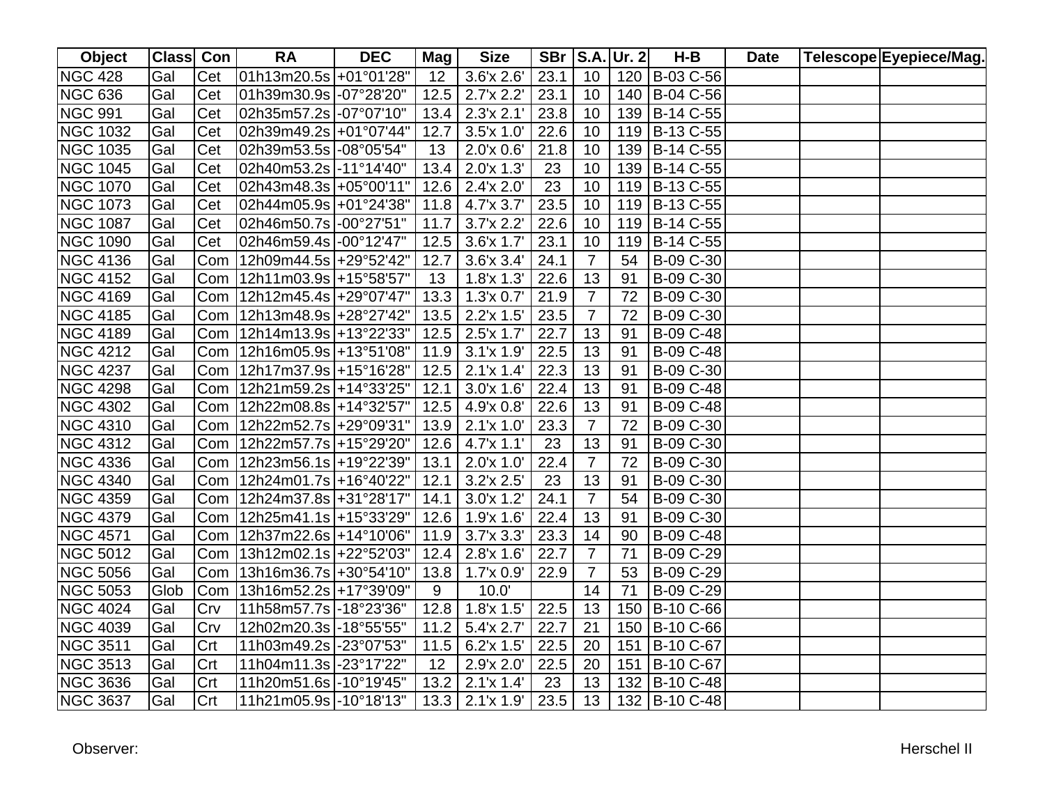| Object | Class | Con | RA | DEC | Mag | Size | SBr | S.A. | Ur. 2 | H-B | Date | Telescope | Eyepiece/Mag. |
|---|---|---|---|---|---|---|---|---|---|---|---|---|---|
| NGC 428 | Gal | Cet | 01h13m20.5s | +01°01'28" | 12 | 3.6'x 2.6' | 23.1 | 10 | 120 | B-03 C-56 | | | |
| NGC 636 | Gal | Cet | 01h39m30.9s | -07°28'20" | 12.5 | 2.7'x 2.2' | 23.1 | 10 | 140 | B-04 C-56 | | | |
| NGC 991 | Gal | Cet | 02h35m57.2s | -07°07'10" | 13.4 | 2.3'x 2.1' | 23.8 | 10 | 139 | B-14 C-55 | | | |
| NGC 1032 | Gal | Cet | 02h39m49.2s | +01°07'44" | 12.7 | 3.5'x 1.0' | 22.6 | 10 | 119 | B-13 C-55 | | | |
| NGC 1035 | Gal | Cet | 02h39m53.5s | -08°05'54" | 13 | 2.0'x 0.6' | 21.8 | 10 | 139 | B-14 C-55 | | | |
| NGC 1045 | Gal | Cet | 02h40m53.2s | -11°14'40" | 13.4 | 2.0'x 1.3' | 23 | 10 | 139 | B-14 C-55 | | | |
| NGC 1070 | Gal | Cet | 02h43m48.3s | +05°00'11" | 12.6 | 2.4'x 2.0' | 23 | 10 | 119 | B-13 C-55 | | | |
| NGC 1073 | Gal | Cet | 02h44m05.9s | +01°24'38" | 11.8 | 4.7'x 3.7' | 23.5 | 10 | 119 | B-13 C-55 | | | |
| NGC 1087 | Gal | Cet | 02h46m50.7s | -00°27'51" | 11.7 | 3.7'x 2.2' | 22.6 | 10 | 119 | B-14 C-55 | | | |
| NGC 1090 | Gal | Cet | 02h46m59.4s | -00°12'47" | 12.5 | 3.6'x 1.7' | 23.1 | 10 | 119 | B-14 C-55 | | | |
| NGC 4136 | Gal | Com | 12h09m44.5s | +29°52'42" | 12.7 | 3.6'x 3.4' | 24.1 | 7 | 54 | B-09 C-30 | | | |
| NGC 4152 | Gal | Com | 12h11m03.9s | +15°58'57" | 13 | 1.8'x 1.3' | 22.6 | 13 | 91 | B-09 C-30 | | | |
| NGC 4169 | Gal | Com | 12h12m45.4s | +29°07'47" | 13.3 | 1.3'x 0.7' | 21.9 | 7 | 72 | B-09 C-30 | | | |
| NGC 4185 | Gal | Com | 12h13m48.9s | +28°27'42" | 13.5 | 2.2'x 1.5' | 23.5 | 7 | 72 | B-09 C-30 | | | |
| NGC 4189 | Gal | Com | 12h14m13.9s | +13°22'33" | 12.5 | 2.5'x 1.7' | 22.7 | 13 | 91 | B-09 C-48 | | | |
| NGC 4212 | Gal | Com | 12h16m05.9s | +13°51'08" | 11.9 | 3.1'x 1.9' | 22.5 | 13 | 91 | B-09 C-48 | | | |
| NGC 4237 | Gal | Com | 12h17m37.9s | +15°16'28" | 12.5 | 2.1'x 1.4' | 22.3 | 13 | 91 | B-09 C-30 | | | |
| NGC 4298 | Gal | Com | 12h21m59.2s | +14°33'25" | 12.1 | 3.0'x 1.6' | 22.4 | 13 | 91 | B-09 C-48 | | | |
| NGC 4302 | Gal | Com | 12h22m08.8s | +14°32'57" | 12.5 | 4.9'x 0.8' | 22.6 | 13 | 91 | B-09 C-48 | | | |
| NGC 4310 | Gal | Com | 12h22m52.7s | +29°09'31" | 13.9 | 2.1'x 1.0' | 23.3 | 7 | 72 | B-09 C-30 | | | |
| NGC 4312 | Gal | Com | 12h22m57.7s | +15°29'20" | 12.6 | 4.7'x 1.1' | 23 | 13 | 91 | B-09 C-30 | | | |
| NGC 4336 | Gal | Com | 12h23m56.1s | +19°22'39" | 13.1 | 2.0'x 1.0' | 22.4 | 7 | 72 | B-09 C-30 | | | |
| NGC 4340 | Gal | Com | 12h24m01.7s | +16°40'22" | 12.1 | 3.2'x 2.5' | 23 | 13 | 91 | B-09 C-30 | | | |
| NGC 4359 | Gal | Com | 12h24m37.8s | +31°28'17" | 14.1 | 3.0'x 1.2' | 24.1 | 7 | 54 | B-09 C-30 | | | |
| NGC 4379 | Gal | Com | 12h25m41.1s | +15°33'29" | 12.6 | 1.9'x 1.6' | 22.4 | 13 | 91 | B-09 C-30 | | | |
| NGC 4571 | Gal | Com | 12h37m22.6s | +14°10'06" | 11.9 | 3.7'x 3.3' | 23.3 | 14 | 90 | B-09 C-48 | | | |
| NGC 5012 | Gal | Com | 13h12m02.1s | +22°52'03" | 12.4 | 2.8'x 1.6' | 22.7 | 7 | 71 | B-09 C-29 | | | |
| NGC 5056 | Gal | Com | 13h16m36.7s | +30°54'10" | 13.8 | 1.7'x 0.9' | 22.9 | 7 | 53 | B-09 C-29 | | | |
| NGC 5053 | Glob | Com | 13h16m52.2s | +17°39'09" | 9 | 10.0' | | 14 | 71 | B-09 C-29 | | | |
| NGC 4024 | Gal | Crv | 11h58m57.7s | -18°23'36" | 12.8 | 1.8'x 1.5' | 22.5 | 13 | 150 | B-10 C-66 | | | |
| NGC 4039 | Gal | Crv | 12h02m20.3s | -18°55'55" | 11.2 | 5.4'x 2.7' | 22.7 | 21 | 150 | B-10 C-66 | | | |
| NGC 3511 | Gal | Crt | 11h03m49.2s | -23°07'53" | 11.5 | 6.2'x 1.5' | 22.5 | 20 | 151 | B-10 C-67 | | | |
| NGC 3513 | Gal | Crt | 11h04m11.3s | -23°17'22" | 12 | 2.9'x 2.0' | 22.5 | 20 | 151 | B-10 C-67 | | | |
| NGC 3636 | Gal | Crt | 11h20m51.6s | -10°19'45" | 13.2 | 2.1'x 1.4' | 23 | 13 | 132 | B-10 C-48 | | | |
| NGC 3637 | Gal | Crt | 11h21m05.9s | -10°18'13" | 13.3 | 2.1'x 1.9' | 23.5 | 13 | 132 | B-10 C-48 | | | |

Observer:

Herschel II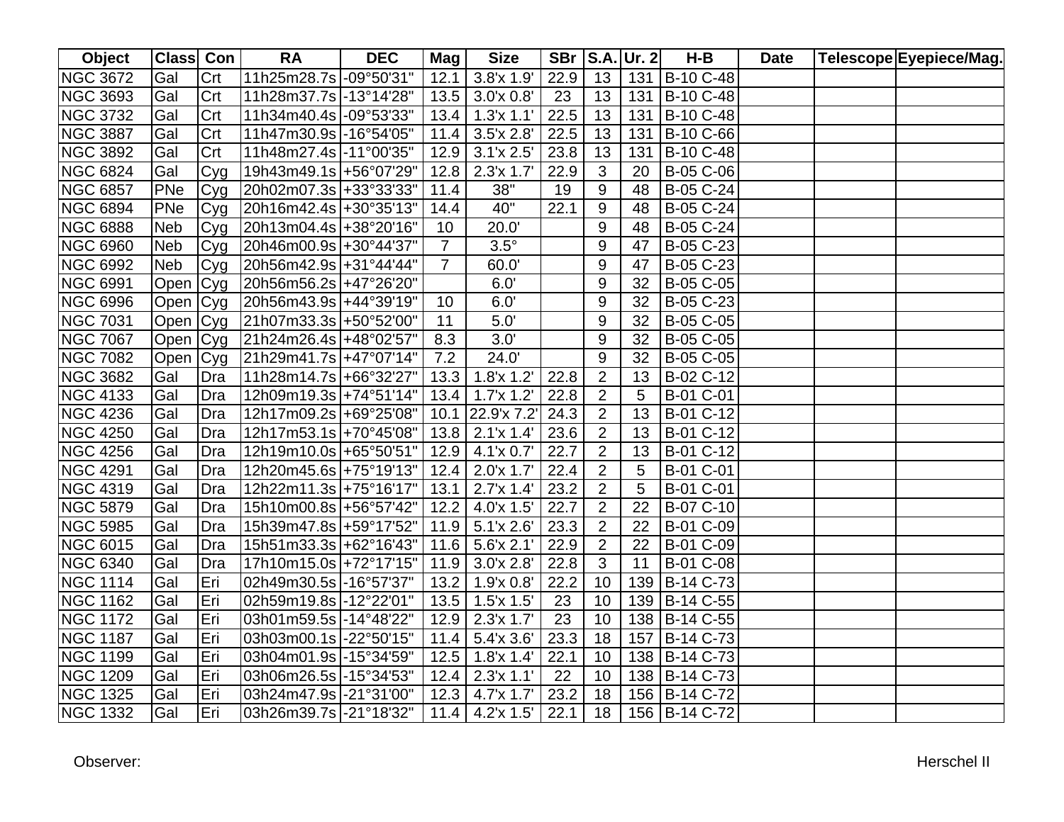| Object | Class | Con | RA | DEC | Mag | Size | SBr | S.A. | Ur. 2 | H-B | Date | Telescope | Eyepiece/Mag. |
|---|---|---|---|---|---|---|---|---|---|---|---|---|---|
| NGC 3672 | Gal | Crt | 11h25m28.7s | -09°50'31" | 12.1 | 3.8'x 1.9' | 22.9 | 13 | 131 | B-10 C-48 | | | |
| NGC 3693 | Gal | Crt | 11h28m37.7s | -13°14'28" | 13.5 | 3.0'x 0.8' | 23 | 13 | 131 | B-10 C-48 | | | |
| NGC 3732 | Gal | Crt | 11h34m40.4s | -09°53'33" | 13.4 | 1.3'x 1.1' | 22.5 | 13 | 131 | B-10 C-48 | | | |
| NGC 3887 | Gal | Crt | 11h47m30.9s | -16°54'05" | 11.4 | 3.5'x 2.8' | 22.5 | 13 | 131 | B-10 C-66 | | | |
| NGC 3892 | Gal | Crt | 11h48m27.4s | -11°00'35" | 12.9 | 3.1'x 2.5' | 23.8 | 13 | 131 | B-10 C-48 | | | |
| NGC 6824 | Gal | Cyg | 19h43m49.1s | +56°07'29" | 12.8 | 2.3'x 1.7' | 22.9 | 3 | 20 | B-05 C-06 | | | |
| NGC 6857 | PNe | Cyg | 20h02m07.3s | +33°33'33" | 11.4 | 38" | 19 | 9 | 48 | B-05 C-24 | | | |
| NGC 6894 | PNe | Cyg | 20h16m42.4s | +30°35'13" | 14.4 | 40" | 22.1 | 9 | 48 | B-05 C-24 | | | |
| NGC 6888 | Neb | Cyg | 20h13m04.4s | +38°20'16" | 10 | 20.0' | | 9 | 48 | B-05 C-24 | | | |
| NGC 6960 | Neb | Cyg | 20h46m00.9s | +30°44'37" | 7 | 3.5° | | 9 | 47 | B-05 C-23 | | | |
| NGC 6992 | Neb | Cyg | 20h56m42.9s | +31°44'44" | 7 | 60.0' | | 9 | 47 | B-05 C-23 | | | |
| NGC 6991 | Open | Cyg | 20h56m56.2s | +47°26'20" | | 6.0' | | 9 | 32 | B-05 C-05 | | | |
| NGC 6996 | Open | Cyg | 20h56m43.9s | +44°39'19" | 10 | 6.0' | | 9 | 32 | B-05 C-23 | | | |
| NGC 7031 | Open | Cyg | 21h07m33.3s | +50°52'00" | 11 | 5.0' | | 9 | 32 | B-05 C-05 | | | |
| NGC 7067 | Open | Cyg | 21h24m26.4s | +48°02'57" | 8.3 | 3.0' | | 9 | 32 | B-05 C-05 | | | |
| NGC 7082 | Open | Cyg | 21h29m41.7s | +47°07'14" | 7.2 | 24.0' | | 9 | 32 | B-05 C-05 | | | |
| NGC 3682 | Gal | Dra | 11h28m14.7s | +66°32'27" | 13.3 | 1.8'x 1.2' | 22.8 | 2 | 13 | B-02 C-12 | | | |
| NGC 4133 | Gal | Dra | 12h09m19.3s | +74°51'14" | 13.4 | 1.7'x 1.2' | 22.8 | 2 | 5 | B-01 C-01 | | | |
| NGC 4236 | Gal | Dra | 12h17m09.2s | +69°25'08" | 10.1 | 22.9'x 7.2' | 24.3 | 2 | 13 | B-01 C-12 | | | |
| NGC 4250 | Gal | Dra | 12h17m53.1s | +70°45'08" | 13.8 | 2.1'x 1.4' | 23.6 | 2 | 13 | B-01 C-12 | | | |
| NGC 4256 | Gal | Dra | 12h19m10.0s | +65°50'51" | 12.9 | 4.1'x 0.7' | 22.7 | 2 | 13 | B-01 C-12 | | | |
| NGC 4291 | Gal | Dra | 12h20m45.6s | +75°19'13" | 12.4 | 2.0'x 1.7' | 22.4 | 2 | 5 | B-01 C-01 | | | |
| NGC 4319 | Gal | Dra | 12h22m11.3s | +75°16'17" | 13.1 | 2.7'x 1.4' | 23.2 | 2 | 5 | B-01 C-01 | | | |
| NGC 5879 | Gal | Dra | 15h10m00.8s | +56°57'42" | 12.2 | 4.0'x 1.5' | 22.7 | 2 | 22 | B-07 C-10 | | | |
| NGC 5985 | Gal | Dra | 15h39m47.8s | +59°17'52" | 11.9 | 5.1'x 2.6' | 23.3 | 2 | 22 | B-01 C-09 | | | |
| NGC 6015 | Gal | Dra | 15h51m33.3s | +62°16'43" | 11.6 | 5.6'x 2.1' | 22.9 | 2 | 22 | B-01 C-09 | | | |
| NGC 6340 | Gal | Dra | 17h10m15.0s | +72°17'15" | 11.9 | 3.0'x 2.8' | 22.8 | 3 | 11 | B-01 C-08 | | | |
| NGC 1114 | Gal | Eri | 02h49m30.5s | -16°57'37" | 13.2 | 1.9'x 0.8' | 22.2 | 10 | 139 | B-14 C-73 | | | |
| NGC 1162 | Gal | Eri | 02h59m19.8s | -12°22'01" | 13.5 | 1.5'x 1.5' | 23 | 10 | 139 | B-14 C-55 | | | |
| NGC 1172 | Gal | Eri | 03h01m59.5s | -14°48'22" | 12.9 | 2.3'x 1.7' | 23 | 10 | 138 | B-14 C-55 | | | |
| NGC 1187 | Gal | Eri | 03h03m00.1s | -22°50'15" | 11.4 | 5.4'x 3.6' | 23.3 | 18 | 157 | B-14 C-73 | | | |
| NGC 1199 | Gal | Eri | 03h04m01.9s | -15°34'59" | 12.5 | 1.8'x 1.4' | 22.1 | 10 | 138 | B-14 C-73 | | | |
| NGC 1209 | Gal | Eri | 03h06m26.5s | -15°34'53" | 12.4 | 2.3'x 1.1' | 22 | 10 | 138 | B-14 C-73 | | | |
| NGC 1325 | Gal | Eri | 03h24m47.9s | -21°31'00" | 12.3 | 4.7'x 1.7' | 23.2 | 18 | 156 | B-14 C-72 | | | |
| NGC 1332 | Gal | Eri | 03h26m39.7s | -21°18'32" | 11.4 | 4.2'x 1.5' | 22.1 | 18 | 156 | B-14 C-72 | | | |

Observer:

Herschel II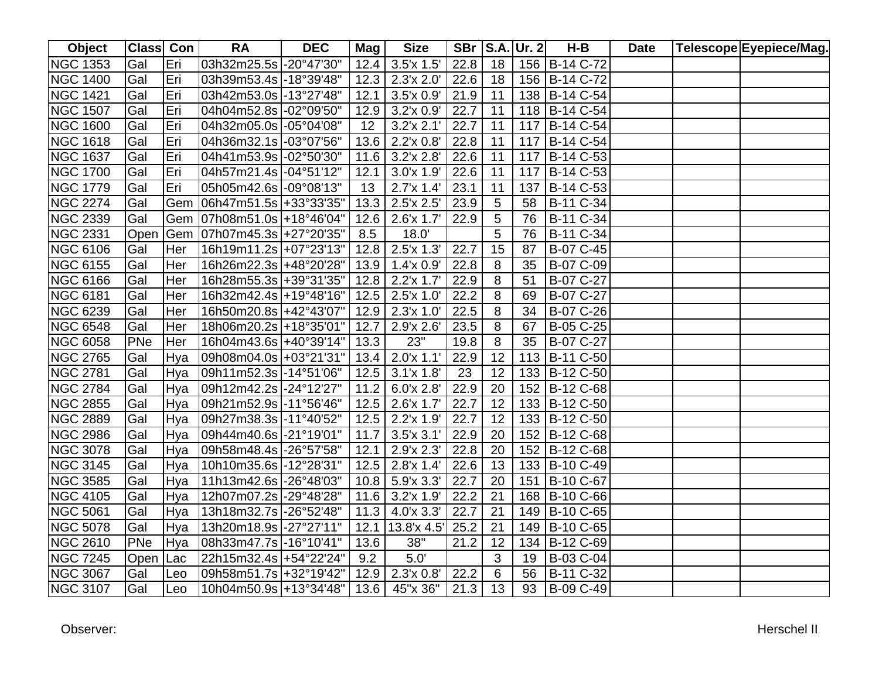| Object | Class | Con | RA | DEC | Mag | Size | SBr | S.A. | Ur. 2 | H-B | Date | Telescope | Eyepiece/Mag. |
|---|---|---|---|---|---|---|---|---|---|---|---|---|---|
| NGC 1353 | Gal | Eri | 03h32m25.5s | -20°47'30" | 12.4 | 3.5'x 1.5' | 22.8 | 18 | 156 | B-14 C-72 | | | |
| NGC 1400 | Gal | Eri | 03h39m53.4s | -18°39'48" | 12.3 | 2.3'x 2.0' | 22.6 | 18 | 156 | B-14 C-72 | | | |
| NGC 1421 | Gal | Eri | 03h42m53.0s | -13°27'48" | 12.1 | 3.5'x 0.9' | 21.9 | 11 | 138 | B-14 C-54 | | | |
| NGC 1507 | Gal | Eri | 04h04m52.8s | -02°09'50" | 12.9 | 3.2'x 0.9' | 22.7 | 11 | 118 | B-14 C-54 | | | |
| NGC 1600 | Gal | Eri | 04h32m05.0s | -05°04'08" | 12 | 3.2'x 2.1' | 22.7 | 11 | 117 | B-14 C-54 | | | |
| NGC 1618 | Gal | Eri | 04h36m32.1s | -03°07'56" | 13.6 | 2.2'x 0.8' | 22.8 | 11 | 117 | B-14 C-54 | | | |
| NGC 1637 | Gal | Eri | 04h41m53.9s | -02°50'30" | 11.6 | 3.2'x 2.8' | 22.6 | 11 | 117 | B-14 C-53 | | | |
| NGC 1700 | Gal | Eri | 04h57m21.4s | -04°51'12" | 12.1 | 3.0'x 1.9' | 22.6 | 11 | 117 | B-14 C-53 | | | |
| NGC 1779 | Gal | Eri | 05h05m42.6s | -09°08'13" | 13 | 2.7'x 1.4' | 23.1 | 11 | 137 | B-14 C-53 | | | |
| NGC 2274 | Gal | Gem | 06h47m51.5s | +33°33'35" | 13.3 | 2.5'x 2.5' | 23.9 | 5 | 58 | B-11 C-34 | | | |
| NGC 2339 | Gal | Gem | 07h08m51.0s | +18°46'04" | 12.6 | 2.6'x 1.7' | 22.9 | 5 | 76 | B-11 C-34 | | | |
| NGC 2331 | Open | Gem | 07h07m45.3s | +27°20'35" | 8.5 | 18.0' | | 5 | 76 | B-11 C-34 | | | |
| NGC 6106 | Gal | Her | 16h19m11.2s | +07°23'13" | 12.8 | 2.5'x 1.3' | 22.7 | 15 | 87 | B-07 C-45 | | | |
| NGC 6155 | Gal | Her | 16h26m22.3s | +48°20'28" | 13.9 | 1.4'x 0.9' | 22.8 | 8 | 35 | B-07 C-09 | | | |
| NGC 6166 | Gal | Her | 16h28m55.3s | +39°31'35" | 12.8 | 2.2'x 1.7' | 22.9 | 8 | 51 | B-07 C-27 | | | |
| NGC 6181 | Gal | Her | 16h32m42.4s | +19°48'16" | 12.5 | 2.5'x 1.0' | 22.2 | 8 | 69 | B-07 C-27 | | | |
| NGC 6239 | Gal | Her | 16h50m20.8s | +42°43'07" | 12.9 | 2.3'x 1.0' | 22.5 | 8 | 34 | B-07 C-26 | | | |
| NGC 6548 | Gal | Her | 18h06m20.2s | +18°35'01" | 12.7 | 2.9'x 2.6' | 23.5 | 8 | 67 | B-05 C-25 | | | |
| NGC 6058 | PNe | Her | 16h04m43.6s | +40°39'14" | 13.3 | 23" | 19.8 | 8 | 35 | B-07 C-27 | | | |
| NGC 2765 | Gal | Hya | 09h08m04.0s | +03°21'31" | 13.4 | 2.0'x 1.1' | 22.9 | 12 | 113 | B-11 C-50 | | | |
| NGC 2781 | Gal | Hya | 09h11m52.3s | -14°51'06" | 12.5 | 3.1'x 1.8' | 23 | 12 | 133 | B-12 C-50 | | | |
| NGC 2784 | Gal | Hya | 09h12m42.2s | -24°12'27" | 11.2 | 6.0'x 2.8' | 22.9 | 20 | 152 | B-12 C-68 | | | |
| NGC 2855 | Gal | Hya | 09h21m52.9s | -11°56'46" | 12.5 | 2.6'x 1.7' | 22.7 | 12 | 133 | B-12 C-50 | | | |
| NGC 2889 | Gal | Hya | 09h27m38.3s | -11°40'52" | 12.5 | 2.2'x 1.9' | 22.7 | 12 | 133 | B-12 C-50 | | | |
| NGC 2986 | Gal | Hya | 09h44m40.6s | -21°19'01" | 11.7 | 3.5'x 3.1' | 22.9 | 20 | 152 | B-12 C-68 | | | |
| NGC 3078 | Gal | Hya | 09h58m48.4s | -26°57'58" | 12.1 | 2.9'x 2.3' | 22.8 | 20 | 152 | B-12 C-68 | | | |
| NGC 3145 | Gal | Hya | 10h10m35.6s | -12°28'31" | 12.5 | 2.8'x 1.4' | 22.6 | 13 | 133 | B-10 C-49 | | | |
| NGC 3585 | Gal | Hya | 11h13m42.6s | -26°48'03" | 10.8 | 5.9'x 3.3' | 22.7 | 20 | 151 | B-10 C-67 | | | |
| NGC 4105 | Gal | Hya | 12h07m07.2s | -29°48'28" | 11.6 | 3.2'x 1.9' | 22.2 | 21 | 168 | B-10 C-66 | | | |
| NGC 5061 | Gal | Hya | 13h18m32.7s | -26°52'48" | 11.3 | 4.0'x 3.3' | 22.7 | 21 | 149 | B-10 C-65 | | | |
| NGC 5078 | Gal | Hya | 13h20m18.9s | -27°27'11" | 12.1 | 13.8'x 4.5' | 25.2 | 21 | 149 | B-10 C-65 | | | |
| NGC 2610 | PNe | Hya | 08h33m47.7s | -16°10'41" | 13.6 | 38" | 21.2 | 12 | 134 | B-12 C-69 | | | |
| NGC 7245 | Open | Lac | 22h15m32.4s | +54°22'24" | 9.2 | 5.0' | | 3 | 19 | B-03 C-04 | | | |
| NGC 3067 | Gal | Leo | 09h58m51.7s | +32°19'42" | 12.9 | 2.3'x 0.8' | 22.2 | 6 | 56 | B-11 C-32 | | | |
| NGC 3107 | Gal | Leo | 10h04m50.9s | +13°34'48" | 13.6 | 45"x 36" | 21.3 | 13 | 93 | B-09 C-49 | | | |

Observer:

Herschel II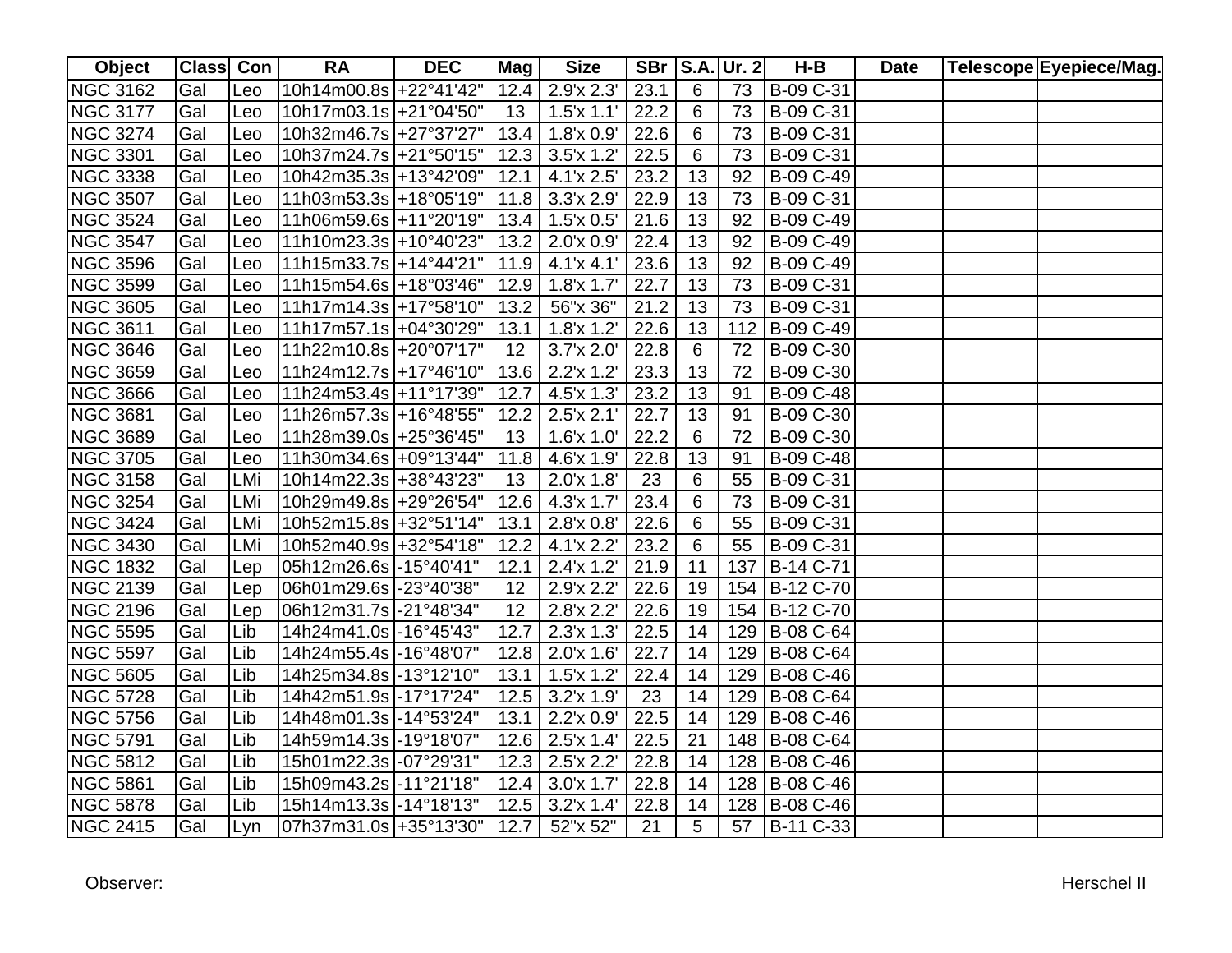| Object | Class | Con | RA | DEC | Mag | Size | SBr | S.A. | Ur. 2 | H-B | Date | Telescope | Eyepiece/Mag. |
|---|---|---|---|---|---|---|---|---|---|---|---|---|---|
| NGC 3162 | Gal | Leo | 10h14m00.8s | +22°41'42" | 12.4 | 2.9'x 2.3' | 23.1 | 6 | 73 | B-09 C-31 | | | |
| NGC 3177 | Gal | Leo | 10h17m03.1s | +21°04'50" | 13 | 1.5'x 1.1' | 22.2 | 6 | 73 | B-09 C-31 | | | |
| NGC 3274 | Gal | Leo | 10h32m46.7s | +27°37'27" | 13.4 | 1.8'x 0.9' | 22.6 | 6 | 73 | B-09 C-31 | | | |
| NGC 3301 | Gal | Leo | 10h37m24.7s | +21°50'15" | 12.3 | 3.5'x 1.2' | 22.5 | 6 | 73 | B-09 C-31 | | | |
| NGC 3338 | Gal | Leo | 10h42m35.3s | +13°42'09" | 12.1 | 4.1'x 2.5' | 23.2 | 13 | 92 | B-09 C-49 | | | |
| NGC 3507 | Gal | Leo | 11h03m53.3s | +18°05'19" | 11.8 | 3.3'x 2.9' | 22.9 | 13 | 73 | B-09 C-31 | | | |
| NGC 3524 | Gal | Leo | 11h06m59.6s | +11°20'19" | 13.4 | 1.5'x 0.5' | 21.6 | 13 | 92 | B-09 C-49 | | | |
| NGC 3547 | Gal | Leo | 11h10m23.3s | +10°40'23" | 13.2 | 2.0'x 0.9' | 22.4 | 13 | 92 | B-09 C-49 | | | |
| NGC 3596 | Gal | Leo | 11h15m33.7s | +14°44'21" | 11.9 | 4.1'x 4.1' | 23.6 | 13 | 92 | B-09 C-49 | | | |
| NGC 3599 | Gal | Leo | 11h15m54.6s | +18°03'46" | 12.9 | 1.8'x 1.7' | 22.7 | 13 | 73 | B-09 C-31 | | | |
| NGC 3605 | Gal | Leo | 11h17m14.3s | +17°58'10" | 13.2 | 56"x 36" | 21.2 | 13 | 73 | B-09 C-31 | | | |
| NGC 3611 | Gal | Leo | 11h17m57.1s | +04°30'29" | 13.1 | 1.8'x 1.2' | 22.6 | 13 | 112 | B-09 C-49 | | | |
| NGC 3646 | Gal | Leo | 11h22m10.8s | +20°07'17" | 12 | 3.7'x 2.0' | 22.8 | 6 | 72 | B-09 C-30 | | | |
| NGC 3659 | Gal | Leo | 11h24m12.7s | +17°46'10" | 13.6 | 2.2'x 1.2' | 23.3 | 13 | 72 | B-09 C-30 | | | |
| NGC 3666 | Gal | Leo | 11h24m53.4s | +11°17'39" | 12.7 | 4.5'x 1.3' | 23.2 | 13 | 91 | B-09 C-48 | | | |
| NGC 3681 | Gal | Leo | 11h26m57.3s | +16°48'55" | 12.2 | 2.5'x 2.1' | 22.7 | 13 | 91 | B-09 C-30 | | | |
| NGC 3689 | Gal | Leo | 11h28m39.0s | +25°36'45" | 13 | 1.6'x 1.0' | 22.2 | 6 | 72 | B-09 C-30 | | | |
| NGC 3705 | Gal | Leo | 11h30m34.6s | +09°13'44" | 11.8 | 4.6'x 1.9' | 22.8 | 13 | 91 | B-09 C-48 | | | |
| NGC 3158 | Gal | LMi | 10h14m22.3s | +38°43'23" | 13 | 2.0'x 1.8' | 23 | 6 | 55 | B-09 C-31 | | | |
| NGC 3254 | Gal | LMi | 10h29m49.8s | +29°26'54" | 12.6 | 4.3'x 1.7' | 23.4 | 6 | 73 | B-09 C-31 | | | |
| NGC 3424 | Gal | LMi | 10h52m15.8s | +32°51'14" | 13.1 | 2.8'x 0.8' | 22.6 | 6 | 55 | B-09 C-31 | | | |
| NGC 3430 | Gal | LMi | 10h52m40.9s | +32°54'18" | 12.2 | 4.1'x 2.2' | 23.2 | 6 | 55 | B-09 C-31 | | | |
| NGC 1832 | Gal | Lep | 05h12m26.6s | -15°40'41" | 12.1 | 2.4'x 1.2' | 21.9 | 11 | 137 | B-14 C-71 | | | |
| NGC 2139 | Gal | Lep | 06h01m29.6s | -23°40'38" | 12 | 2.9'x 2.2' | 22.6 | 19 | 154 | B-12 C-70 | | | |
| NGC 2196 | Gal | Lep | 06h12m31.7s | -21°48'34" | 12 | 2.8'x 2.2' | 22.6 | 19 | 154 | B-12 C-70 | | | |
| NGC 5595 | Gal | Lib | 14h24m41.0s | -16°45'43" | 12.7 | 2.3'x 1.3' | 22.5 | 14 | 129 | B-08 C-64 | | | |
| NGC 5597 | Gal | Lib | 14h24m55.4s | -16°48'07" | 12.8 | 2.0'x 1.6' | 22.7 | 14 | 129 | B-08 C-64 | | | |
| NGC 5605 | Gal | Lib | 14h25m34.8s | -13°12'10" | 13.1 | 1.5'x 1.2' | 22.4 | 14 | 129 | B-08 C-46 | | | |
| NGC 5728 | Gal | Lib | 14h42m51.9s | -17°17'24" | 12.5 | 3.2'x 1.9' | 23 | 14 | 129 | B-08 C-64 | | | |
| NGC 5756 | Gal | Lib | 14h48m01.3s | -14°53'24" | 13.1 | 2.2'x 0.9' | 22.5 | 14 | 129 | B-08 C-46 | | | |
| NGC 5791 | Gal | Lib | 14h59m14.3s | -19°18'07" | 12.6 | 2.5'x 1.4' | 22.5 | 21 | 148 | B-08 C-64 | | | |
| NGC 5812 | Gal | Lib | 15h01m22.3s | -07°29'31" | 12.3 | 2.5'x 2.2' | 22.8 | 14 | 128 | B-08 C-46 | | | |
| NGC 5861 | Gal | Lib | 15h09m43.2s | -11°21'18" | 12.4 | 3.0'x 1.7' | 22.8 | 14 | 128 | B-08 C-46 | | | |
| NGC 5878 | Gal | Lib | 15h14m13.3s | -14°18'13" | 12.5 | 3.2'x 1.4' | 22.8 | 14 | 128 | B-08 C-46 | | | |
| NGC 2415 | Gal | Lyn | 07h37m31.0s | +35°13'30" | 12.7 | 52"x 52" | 21 | 5 | 57 | B-11 C-33 | | | |

Observer:

Herschel II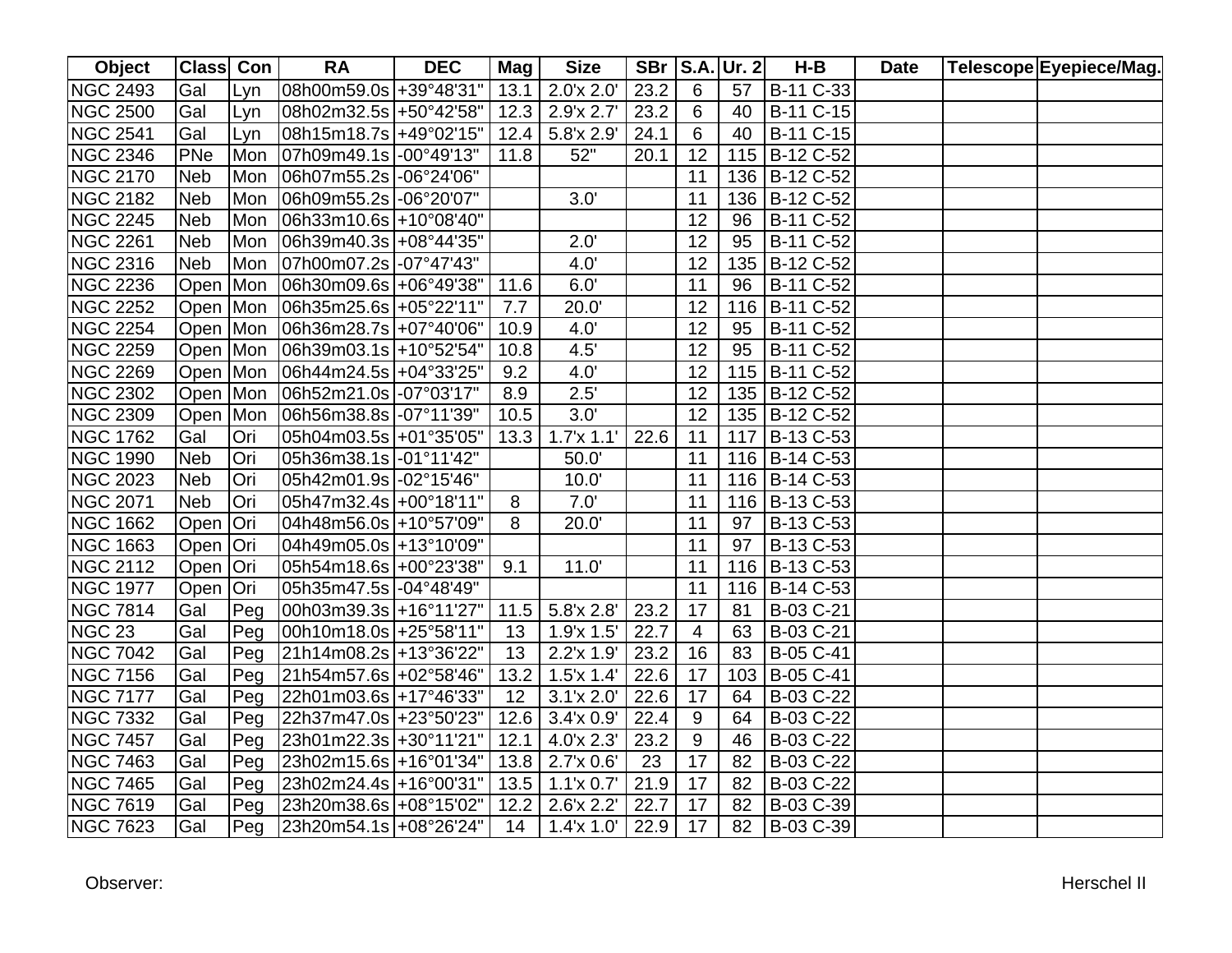| Object | Class | Con | RA | DEC | Mag | Size | SBr | S.A. | Ur. 2 | H-B | Date | Telescope | Eyepiece/Mag. |
|---|---|---|---|---|---|---|---|---|---|---|---|---|---|
| NGC 2493 | Gal | Lyn | 08h00m59.0s | +39°48'31" | 13.1 | 2.0'x 2.0' | 23.2 | 6 | 57 | B-11 C-33 | | | |
| NGC 2500 | Gal | Lyn | 08h02m32.5s | +50°42'58" | 12.3 | 2.9'x 2.7' | 23.2 | 6 | 40 | B-11 C-15 | | | |
| NGC 2541 | Gal | Lyn | 08h15m18.7s | +49°02'15" | 12.4 | 5.8'x 2.9' | 24.1 | 6 | 40 | B-11 C-15 | | | |
| NGC 2346 | PNe | Mon | 07h09m49.1s | -00°49'13" | 11.8 | 52" | 20.1 | 12 | 115 | B-12 C-52 | | | |
| NGC 2170 | Neb | Mon | 06h07m55.2s | -06°24'06" | | | | 11 | 136 | B-12 C-52 | | | |
| NGC 2182 | Neb | Mon | 06h09m55.2s | -06°20'07" | | 3.0' | | 11 | 136 | B-12 C-52 | | | |
| NGC 2245 | Neb | Mon | 06h33m10.6s | +10°08'40" | | | | 12 | 96 | B-11 C-52 | | | |
| NGC 2261 | Neb | Mon | 06h39m40.3s | +08°44'35" | | 2.0' | | 12 | 95 | B-11 C-52 | | | |
| NGC 2316 | Neb | Mon | 07h00m07.2s | -07°47'43" | | 4.0' | | 12 | 135 | B-12 C-52 | | | |
| NGC 2236 | Open | Mon | 06h30m09.6s | +06°49'38" | 11.6 | 6.0' | | 11 | 96 | B-11 C-52 | | | |
| NGC 2252 | Open | Mon | 06h35m25.6s | +05°22'11" | 7.7 | 20.0' | | 12 | 116 | B-11 C-52 | | | |
| NGC 2254 | Open | Mon | 06h36m28.7s | +07°40'06" | 10.9 | 4.0' | | 12 | 95 | B-11 C-52 | | | |
| NGC 2259 | Open | Mon | 06h39m03.1s | +10°52'54" | 10.8 | 4.5' | | 12 | 95 | B-11 C-52 | | | |
| NGC 2269 | Open | Mon | 06h44m24.5s | +04°33'25" | 9.2 | 4.0' | | 12 | 115 | B-11 C-52 | | | |
| NGC 2302 | Open | Mon | 06h52m21.0s | -07°03'17" | 8.9 | 2.5' | | 12 | 135 | B-12 C-52 | | | |
| NGC 2309 | Open | Mon | 06h56m38.8s | -07°11'39" | 10.5 | 3.0' | | 12 | 135 | B-12 C-52 | | | |
| NGC 1762 | Gal | Ori | 05h04m03.5s | +01°35'05" | 13.3 | 1.7'x 1.1' | 22.6 | 11 | 117 | B-13 C-53 | | | |
| NGC 1990 | Neb | Ori | 05h36m38.1s | -01°11'42" | | 50.0' | | 11 | 116 | B-14 C-53 | | | |
| NGC 2023 | Neb | Ori | 05h42m01.9s | -02°15'46" | | 10.0' | | 11 | 116 | B-14 C-53 | | | |
| NGC 2071 | Neb | Ori | 05h47m32.4s | +00°18'11" | 8 | 7.0' | | 11 | 116 | B-13 C-53 | | | |
| NGC 1662 | Open | Ori | 04h48m56.0s | +10°57'09" | 8 | 20.0' | | 11 | 97 | B-13 C-53 | | | |
| NGC 1663 | Open | Ori | 04h49m05.0s | +13°10'09" | | | | 11 | 97 | B-13 C-53 | | | |
| NGC 2112 | Open | Ori | 05h54m18.6s | +00°23'38" | 9.1 | 11.0' | | 11 | 116 | B-13 C-53 | | | |
| NGC 1977 | Open | Ori | 05h35m47.5s | -04°48'49" | | | | 11 | 116 | B-14 C-53 | | | |
| NGC 7814 | Gal | Peg | 00h03m39.3s | +16°11'27" | 11.5 | 5.8'x 2.8' | 23.2 | 17 | 81 | B-03 C-21 | | | |
| NGC 23 | Gal | Peg | 00h10m18.0s | +25°58'11" | 13 | 1.9'x 1.5' | 22.7 | 4 | 63 | B-03 C-21 | | | |
| NGC 7042 | Gal | Peg | 21h14m08.2s | +13°36'22" | 13 | 2.2'x 1.9' | 23.2 | 16 | 83 | B-05 C-41 | | | |
| NGC 7156 | Gal | Peg | 21h54m57.6s | +02°58'46" | 13.2 | 1.5'x 1.4' | 22.6 | 17 | 103 | B-05 C-41 | | | |
| NGC 7177 | Gal | Peg | 22h01m03.6s | +17°46'33" | 12 | 3.1'x 2.0' | 22.6 | 17 | 64 | B-03 C-22 | | | |
| NGC 7332 | Gal | Peg | 22h37m47.0s | +23°50'23" | 12.6 | 3.4'x 0.9' | 22.4 | 9 | 64 | B-03 C-22 | | | |
| NGC 7457 | Gal | Peg | 23h01m22.3s | +30°11'21" | 12.1 | 4.0'x 2.3' | 23.2 | 9 | 46 | B-03 C-22 | | | |
| NGC 7463 | Gal | Peg | 23h02m15.6s | +16°01'34" | 13.8 | 2.7'x 0.6' | 23 | 17 | 82 | B-03 C-22 | | | |
| NGC 7465 | Gal | Peg | 23h02m24.4s | +16°00'31" | 13.5 | 1.1'x 0.7' | 21.9 | 17 | 82 | B-03 C-22 | | | |
| NGC 7619 | Gal | Peg | 23h20m38.6s | +08°15'02" | 12.2 | 2.6'x 2.2' | 22.7 | 17 | 82 | B-03 C-39 | | | |
| NGC 7623 | Gal | Peg | 23h20m54.1s | +08°26'24" | 14 | 1.4'x 1.0' | 22.9 | 17 | 82 | B-03 C-39 | | | |

Observer:

Herschel II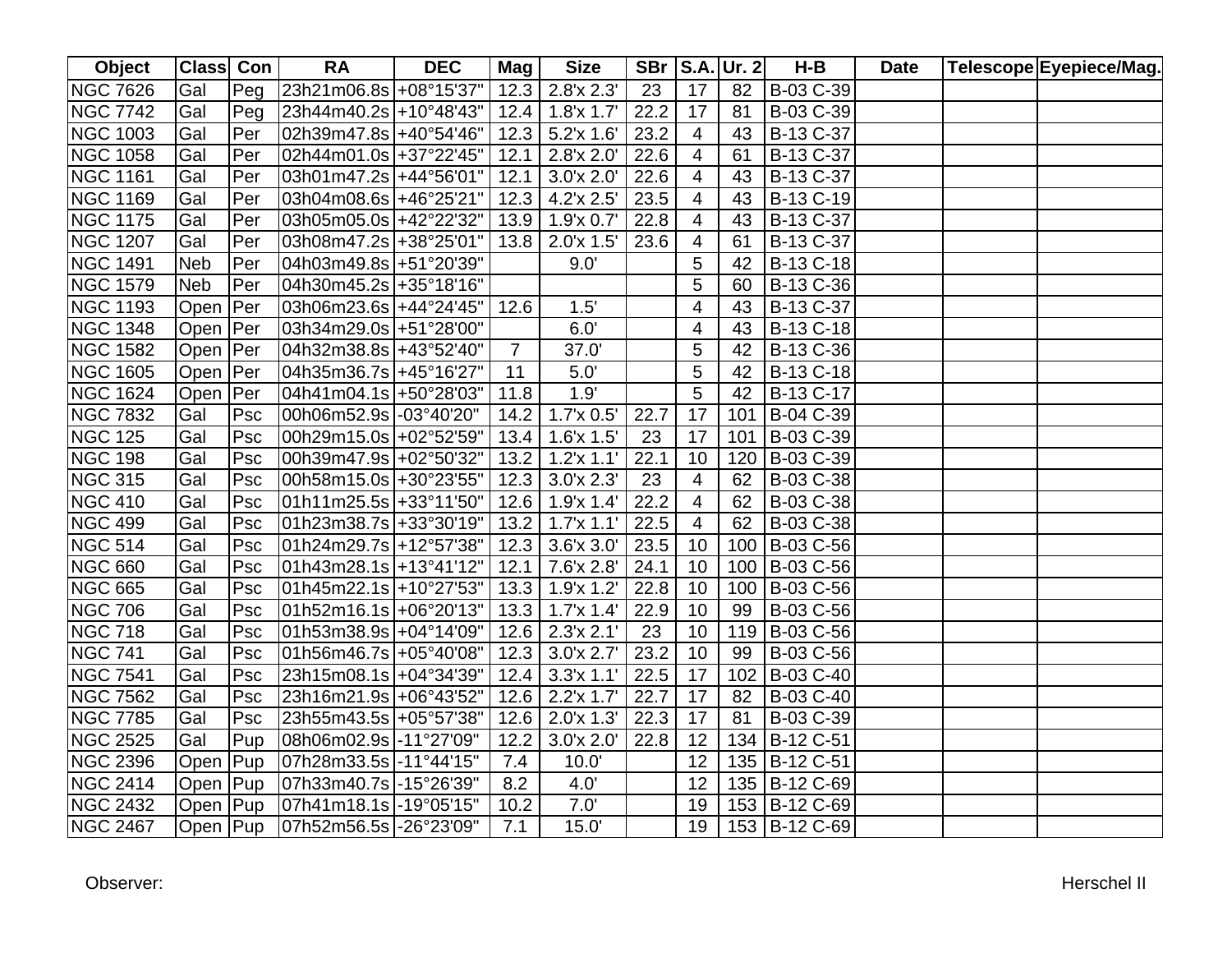| Object | Class | Con | RA | DEC | Mag | Size | SBr | S.A. | Ur. 2 | H-B | Date | Telescope | Eyepiece/Mag. |
|---|---|---|---|---|---|---|---|---|---|---|---|---|---|
| NGC 7626 | Gal | Peg | 23h21m06.8s | +08°15'37" | 12.3 | 2.8'x 2.3' | 23 | 17 | 82 | B-03 C-39 | | | |
| NGC 7742 | Gal | Peg | 23h44m40.2s | +10°48'43" | 12.4 | 1.8'x 1.7' | 22.2 | 17 | 81 | B-03 C-39 | | | |
| NGC 1003 | Gal | Per | 02h39m47.8s | +40°54'46" | 12.3 | 5.2'x 1.6' | 23.2 | 4 | 43 | B-13 C-37 | | | |
| NGC 1058 | Gal | Per | 02h44m01.0s | +37°22'45" | 12.1 | 2.8'x 2.0' | 22.6 | 4 | 61 | B-13 C-37 | | | |
| NGC 1161 | Gal | Per | 03h01m47.2s | +44°56'01" | 12.1 | 3.0'x 2.0' | 22.6 | 4 | 43 | B-13 C-37 | | | |
| NGC 1169 | Gal | Per | 03h04m08.6s | +46°25'21" | 12.3 | 4.2'x 2.5' | 23.5 | 4 | 43 | B-13 C-19 | | | |
| NGC 1175 | Gal | Per | 03h05m05.0s | +42°22'32" | 13.9 | 1.9'x 0.7' | 22.8 | 4 | 43 | B-13 C-37 | | | |
| NGC 1207 | Gal | Per | 03h08m47.2s | +38°25'01" | 13.8 | 2.0'x 1.5' | 23.6 | 4 | 61 | B-13 C-37 | | | |
| NGC 1491 | Neb | Per | 04h03m49.8s | +51°20'39" | | 9.0' | | 5 | 42 | B-13 C-18 | | | |
| NGC 1579 | Neb | Per | 04h30m45.2s | +35°18'16" | | | | 5 | 60 | B-13 C-36 | | | |
| NGC 1193 | Open | Per | 03h06m23.6s | +44°24'45" | 12.6 | 1.5' | | 4 | 43 | B-13 C-37 | | | |
| NGC 1348 | Open | Per | 03h34m29.0s | +51°28'00" | | 6.0' | | 4 | 43 | B-13 C-18 | | | |
| NGC 1582 | Open | Per | 04h32m38.8s | +43°52'40" | 7 | 37.0' | | 5 | 42 | B-13 C-36 | | | |
| NGC 1605 | Open | Per | 04h35m36.7s | +45°16'27" | 11 | 5.0' | | 5 | 42 | B-13 C-18 | | | |
| NGC 1624 | Open | Per | 04h41m04.1s | +50°28'03" | 11.8 | 1.9' | | 5 | 42 | B-13 C-17 | | | |
| NGC 7832 | Gal | Psc | 00h06m52.9s | -03°40'20" | 14.2 | 1.7'x 0.5' | 22.7 | 17 | 101 | B-04 C-39 | | | |
| NGC 125 | Gal | Psc | 00h29m15.0s | +02°52'59" | 13.4 | 1.6'x 1.5' | 23 | 17 | 101 | B-03 C-39 | | | |
| NGC 198 | Gal | Psc | 00h39m47.9s | +02°50'32" | 13.2 | 1.2'x 1.1' | 22.1 | 10 | 120 | B-03 C-39 | | | |
| NGC 315 | Gal | Psc | 00h58m15.0s | +30°23'55" | 12.3 | 3.0'x 2.3' | 23 | 4 | 62 | B-03 C-38 | | | |
| NGC 410 | Gal | Psc | 01h11m25.5s | +33°11'50" | 12.6 | 1.9'x 1.4' | 22.2 | 4 | 62 | B-03 C-38 | | | |
| NGC 499 | Gal | Psc | 01h23m38.7s | +33°30'19" | 13.2 | 1.7'x 1.1' | 22.5 | 4 | 62 | B-03 C-38 | | | |
| NGC 514 | Gal | Psc | 01h24m29.7s | +12°57'38" | 12.3 | 3.6'x 3.0' | 23.5 | 10 | 100 | B-03 C-56 | | | |
| NGC 660 | Gal | Psc | 01h43m28.1s | +13°41'12" | 12.1 | 7.6'x 2.8' | 24.1 | 10 | 100 | B-03 C-56 | | | |
| NGC 665 | Gal | Psc | 01h45m22.1s | +10°27'53" | 13.3 | 1.9'x 1.2' | 22.8 | 10 | 100 | B-03 C-56 | | | |
| NGC 706 | Gal | Psc | 01h52m16.1s | +06°20'13" | 13.3 | 1.7'x 1.4' | 22.9 | 10 | 99 | B-03 C-56 | | | |
| NGC 718 | Gal | Psc | 01h53m38.9s | +04°14'09" | 12.6 | 2.3'x 2.1' | 23 | 10 | 119 | B-03 C-56 | | | |
| NGC 741 | Gal | Psc | 01h56m46.7s | +05°40'08" | 12.3 | 3.0'x 2.7' | 23.2 | 10 | 99 | B-03 C-56 | | | |
| NGC 7541 | Gal | Psc | 23h15m08.1s | +04°34'39" | 12.4 | 3.3'x 1.1' | 22.5 | 17 | 102 | B-03 C-40 | | | |
| NGC 7562 | Gal | Psc | 23h16m21.9s | +06°43'52" | 12.6 | 2.2'x 1.7' | 22.7 | 17 | 82 | B-03 C-40 | | | |
| NGC 7785 | Gal | Psc | 23h55m43.5s | +05°57'38" | 12.6 | 2.0'x 1.3' | 22.3 | 17 | 81 | B-03 C-39 | | | |
| NGC 2525 | Gal | Pup | 08h06m02.9s | -11°27'09" | 12.2 | 3.0'x 2.0' | 22.8 | 12 | 134 | B-12 C-51 | | | |
| NGC 2396 | Open | Pup | 07h28m33.5s | -11°44'15" | 7.4 | 10.0' | | 12 | 135 | B-12 C-51 | | | |
| NGC 2414 | Open | Pup | 07h33m40.7s | -15°26'39" | 8.2 | 4.0' | | 12 | 135 | B-12 C-69 | | | |
| NGC 2432 | Open | Pup | 07h41m18.1s | -19°05'15" | 10.2 | 7.0' | | 19 | 153 | B-12 C-69 | | | |
| NGC 2467 | Open | Pup | 07h52m56.5s | -26°23'09" | 7.1 | 15.0' | | 19 | 153 | B-12 C-69 | | | |

Observer:

Herschel II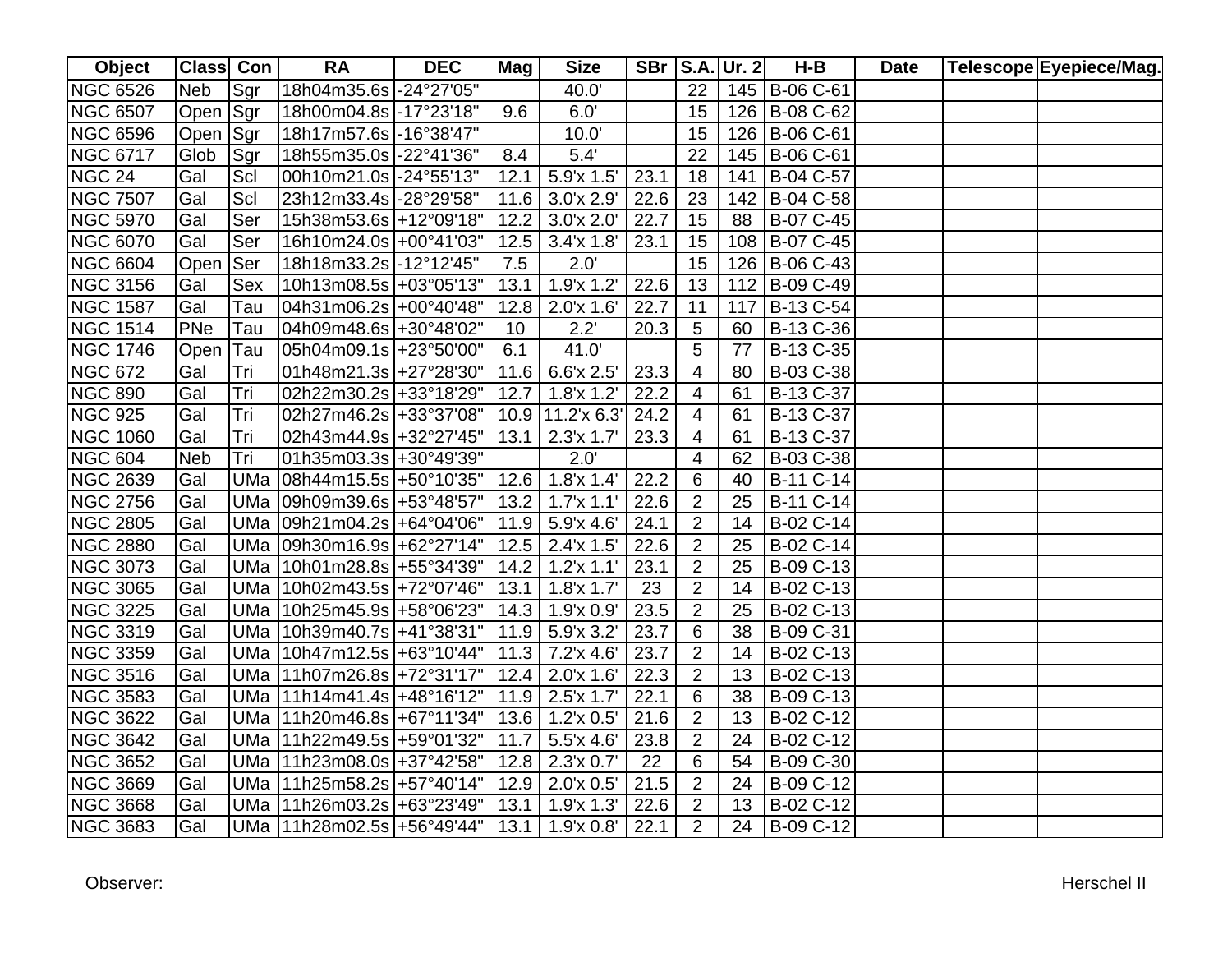| Object | Class | Con | RA | DEC | Mag | Size | SBr | S.A. | Ur. 2 | H-B | Date | Telescope | Eyepiece/Mag. |
|---|---|---|---|---|---|---|---|---|---|---|---|---|---|
| NGC 6526 | Neb | Sgr | 18h04m35.6s | -24°27'05" | | 40.0' | | 22 | 145 | B-06 C-61 | | | |
| NGC 6507 | Open | Sgr | 18h00m04.8s | -17°23'18" | 9.6 | 6.0' | | 15 | 126 | B-08 C-62 | | | |
| NGC 6596 | Open | Sgr | 18h17m57.6s | -16°38'47" | | 10.0' | | 15 | 126 | B-06 C-61 | | | |
| NGC 6717 | Glob | Sgr | 18h55m35.0s | -22°41'36" | 8.4 | 5.4' | | 22 | 145 | B-06 C-61 | | | |
| NGC 24 | Gal | Scl | 00h10m21.0s | -24°55'13" | 12.1 | 5.9'x 1.5' | 23.1 | 18 | 141 | B-04 C-57 | | | |
| NGC 7507 | Gal | Scl | 23h12m33.4s | -28°29'58" | 11.6 | 3.0'x 2.9' | 22.6 | 23 | 142 | B-04 C-58 | | | |
| NGC 5970 | Gal | Ser | 15h38m53.6s | +12°09'18" | 12.2 | 3.0'x 2.0' | 22.7 | 15 | 88 | B-07 C-45 | | | |
| NGC 6070 | Gal | Ser | 16h10m24.0s | +00°41'03" | 12.5 | 3.4'x 1.8' | 23.1 | 15 | 108 | B-07 C-45 | | | |
| NGC 6604 | Open | Ser | 18h18m33.2s | -12°12'45" | 7.5 | 2.0' | | 15 | 126 | B-06 C-43 | | | |
| NGC 3156 | Gal | Sex | 10h13m08.5s | +03°05'13" | 13.1 | 1.9'x 1.2' | 22.6 | 13 | 112 | B-09 C-49 | | | |
| NGC 1587 | Gal | Tau | 04h31m06.2s | +00°40'48" | 12.8 | 2.0'x 1.6' | 22.7 | 11 | 117 | B-13 C-54 | | | |
| NGC 1514 | PNe | Tau | 04h09m48.6s | +30°48'02" | 10 | 2.2' | 20.3 | 5 | 60 | B-13 C-36 | | | |
| NGC 1746 | Open | Tau | 05h04m09.1s | +23°50'00" | 6.1 | 41.0' | | 5 | 77 | B-13 C-35 | | | |
| NGC 672 | Gal | Tri | 01h48m21.3s | +27°28'30" | 11.6 | 6.6'x 2.5' | 23.3 | 4 | 80 | B-03 C-38 | | | |
| NGC 890 | Gal | Tri | 02h22m30.2s | +33°18'29" | 12.7 | 1.8'x 1.2' | 22.2 | 4 | 61 | B-13 C-37 | | | |
| NGC 925 | Gal | Tri | 02h27m46.2s | +33°37'08" | 10.9 | 11.2'x 6.3' | 24.2 | 4 | 61 | B-13 C-37 | | | |
| NGC 1060 | Gal | Tri | 02h43m44.9s | +32°27'45" | 13.1 | 2.3'x 1.7' | 23.3 | 4 | 61 | B-13 C-37 | | | |
| NGC 604 | Neb | Tri | 01h35m03.3s | +30°49'39" | | 2.0' | | 4 | 62 | B-03 C-38 | | | |
| NGC 2639 | Gal | UMa | 08h44m15.5s | +50°10'35" | 12.6 | 1.8'x 1.4' | 22.2 | 6 | 40 | B-11 C-14 | | | |
| NGC 2756 | Gal | UMa | 09h09m39.6s | +53°48'57" | 13.2 | 1.7'x 1.1' | 22.6 | 2 | 25 | B-11 C-14 | | | |
| NGC 2805 | Gal | UMa | 09h21m04.2s | +64°04'06" | 11.9 | 5.9'x 4.6' | 24.1 | 2 | 14 | B-02 C-14 | | | |
| NGC 2880 | Gal | UMa | 09h30m16.9s | +62°27'14" | 12.5 | 2.4'x 1.5' | 22.6 | 2 | 25 | B-02 C-14 | | | |
| NGC 3073 | Gal | UMa | 10h01m28.8s | +55°34'39" | 14.2 | 1.2'x 1.1' | 23.1 | 2 | 25 | B-09 C-13 | | | |
| NGC 3065 | Gal | UMa | 10h02m43.5s | +72°07'46" | 13.1 | 1.8'x 1.7' | 23 | 2 | 14 | B-02 C-13 | | | |
| NGC 3225 | Gal | UMa | 10h25m45.9s | +58°06'23" | 14.3 | 1.9'x 0.9' | 23.5 | 2 | 25 | B-02 C-13 | | | |
| NGC 3319 | Gal | UMa | 10h39m40.7s | +41°38'31" | 11.9 | 5.9'x 3.2' | 23.7 | 6 | 38 | B-09 C-31 | | | |
| NGC 3359 | Gal | UMa | 10h47m12.5s | +63°10'44" | 11.3 | 7.2'x 4.6' | 23.7 | 2 | 14 | B-02 C-13 | | | |
| NGC 3516 | Gal | UMa | 11h07m26.8s | +72°31'17" | 12.4 | 2.0'x 1.6' | 22.3 | 2 | 13 | B-02 C-13 | | | |
| NGC 3583 | Gal | UMa | 11h14m41.4s | +48°16'12" | 11.9 | 2.5'x 1.7' | 22.1 | 6 | 38 | B-09 C-13 | | | |
| NGC 3622 | Gal | UMa | 11h20m46.8s | +67°11'34" | 13.6 | 1.2'x 0.5' | 21.6 | 2 | 13 | B-02 C-12 | | | |
| NGC 3642 | Gal | UMa | 11h22m49.5s | +59°01'32" | 11.7 | 5.5'x 4.6' | 23.8 | 2 | 24 | B-02 C-12 | | | |
| NGC 3652 | Gal | UMa | 11h23m08.0s | +37°42'58" | 12.8 | 2.3'x 0.7' | 22 | 6 | 54 | B-09 C-30 | | | |
| NGC 3669 | Gal | UMa | 11h25m58.2s | +57°40'14" | 12.9 | 2.0'x 0.5' | 21.5 | 2 | 24 | B-09 C-12 | | | |
| NGC 3668 | Gal | UMa | 11h26m03.2s | +63°23'49" | 13.1 | 1.9'x 1.3' | 22.6 | 2 | 13 | B-02 C-12 | | | |
| NGC 3683 | Gal | UMa | 11h28m02.5s | +56°49'44" | 13.1 | 1.9'x 0.8' | 22.1 | 2 | 24 | B-09 C-12 | | | |

Observer: Herschel II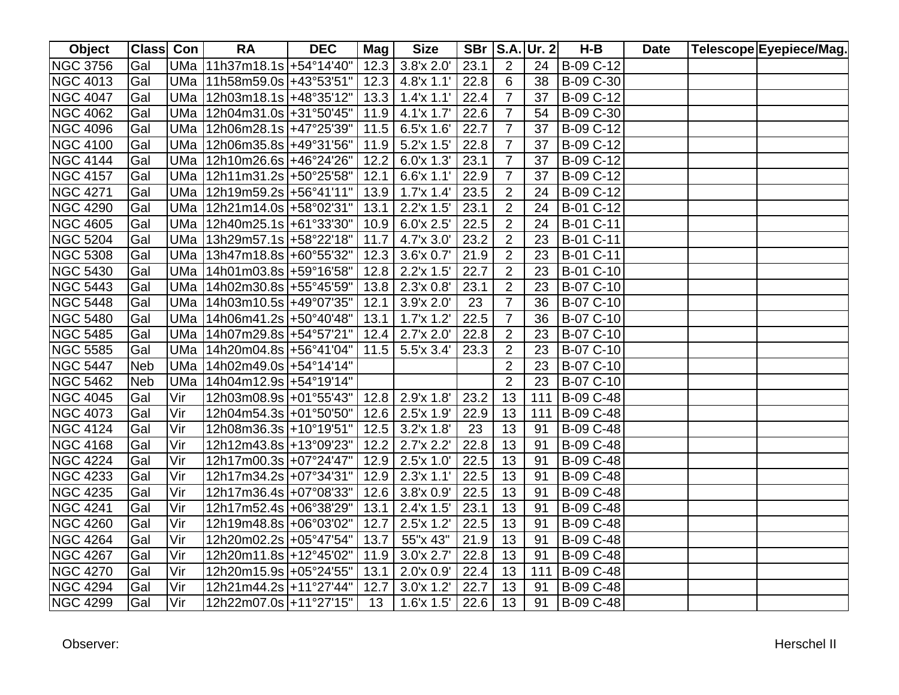| Object | Class | Con | RA | DEC | Mag | Size | SBr | S.A. | Ur. 2 | H-B | Date | Telescope | Eyepiece/Mag. |
|---|---|---|---|---|---|---|---|---|---|---|---|---|---|
| NGC 3756 | Gal | UMa | 11h37m18.1s | +54°14'40" | 12.3 | 3.8'x 2.0' | 23.1 | 2 | 24 | B-09 C-12 | | | |
| NGC 4013 | Gal | UMa | 11h58m59.0s | +43°53'51" | 12.3 | 4.8'x 1.1' | 22.8 | 6 | 38 | B-09 C-30 | | | |
| NGC 4047 | Gal | UMa | 12h03m18.1s | +48°35'12" | 13.3 | 1.4'x 1.1' | 22.4 | 7 | 37 | B-09 C-12 | | | |
| NGC 4062 | Gal | UMa | 12h04m31.0s | +31°50'45" | 11.9 | 4.1'x 1.7' | 22.6 | 7 | 54 | B-09 C-30 | | | |
| NGC 4096 | Gal | UMa | 12h06m28.1s | +47°25'39" | 11.5 | 6.5'x 1.6' | 22.7 | 7 | 37 | B-09 C-12 | | | |
| NGC 4100 | Gal | UMa | 12h06m35.8s | +49°31'56" | 11.9 | 5.2'x 1.5' | 22.8 | 7 | 37 | B-09 C-12 | | | |
| NGC 4144 | Gal | UMa | 12h10m26.6s | +46°24'26" | 12.2 | 6.0'x 1.3' | 23.1 | 7 | 37 | B-09 C-12 | | | |
| NGC 4157 | Gal | UMa | 12h11m31.2s | +50°25'58" | 12.1 | 6.6'x 1.1' | 22.9 | 7 | 37 | B-09 C-12 | | | |
| NGC 4271 | Gal | UMa | 12h19m59.2s | +56°41'11" | 13.9 | 1.7'x 1.4' | 23.5 | 2 | 24 | B-09 C-12 | | | |
| NGC 4290 | Gal | UMa | 12h21m14.0s | +58°02'31" | 13.1 | 2.2'x 1.5' | 23.1 | 2 | 24 | B-01 C-12 | | | |
| NGC 4605 | Gal | UMa | 12h40m25.1s | +61°33'30" | 10.9 | 6.0'x 2.5' | 22.5 | 2 | 24 | B-01 C-11 | | | |
| NGC 5204 | Gal | UMa | 13h29m57.1s | +58°22'18" | 11.7 | 4.7'x 3.0' | 23.2 | 2 | 23 | B-01 C-11 | | | |
| NGC 5308 | Gal | UMa | 13h47m18.8s | +60°55'32" | 12.3 | 3.6'x 0.7' | 21.9 | 2 | 23 | B-01 C-11 | | | |
| NGC 5430 | Gal | UMa | 14h01m03.8s | +59°16'58" | 12.8 | 2.2'x 1.5' | 22.7 | 2 | 23 | B-01 C-10 | | | |
| NGC 5443 | Gal | UMa | 14h02m30.8s | +55°45'59" | 13.8 | 2.3'x 0.8' | 23.1 | 2 | 23 | B-07 C-10 | | | |
| NGC 5448 | Gal | UMa | 14h03m10.5s | +49°07'35" | 12.1 | 3.9'x 2.0' | 23 | 7 | 36 | B-07 C-10 | | | |
| NGC 5480 | Gal | UMa | 14h06m41.2s | +50°40'48" | 13.1 | 1.7'x 1.2' | 22.5 | 7 | 36 | B-07 C-10 | | | |
| NGC 5485 | Gal | UMa | 14h07m29.8s | +54°57'21" | 12.4 | 2.7'x 2.0' | 22.8 | 2 | 23 | B-07 C-10 | | | |
| NGC 5585 | Gal | UMa | 14h20m04.8s | +56°41'04" | 11.5 | 5.5'x 3.4' | 23.3 | 2 | 23 | B-07 C-10 | | | |
| NGC 5447 | Neb | UMa | 14h02m49.0s | +54°14'14" | | | | 2 | 23 | B-07 C-10 | | | |
| NGC 5462 | Neb | UMa | 14h04m12.9s | +54°19'14" | | | | 2 | 23 | B-07 C-10 | | | |
| NGC 4045 | Gal | Vir | 12h03m08.9s | +01°55'43" | 12.8 | 2.9'x 1.8' | 23.2 | 13 | 111 | B-09 C-48 | | | |
| NGC 4073 | Gal | Vir | 12h04m54.3s | +01°50'50" | 12.6 | 2.5'x 1.9' | 22.9 | 13 | 111 | B-09 C-48 | | | |
| NGC 4124 | Gal | Vir | 12h08m36.3s | +10°19'51" | 12.5 | 3.2'x 1.8' | 23 | 13 | 91 | B-09 C-48 | | | |
| NGC 4168 | Gal | Vir | 12h12m43.8s | +13°09'23" | 12.2 | 2.7'x 2.2' | 22.8 | 13 | 91 | B-09 C-48 | | | |
| NGC 4224 | Gal | Vir | 12h17m00.3s | +07°24'47" | 12.9 | 2.5'x 1.0' | 22.5 | 13 | 91 | B-09 C-48 | | | |
| NGC 4233 | Gal | Vir | 12h17m34.2s | +07°34'31" | 12.9 | 2.3'x 1.1' | 22.5 | 13 | 91 | B-09 C-48 | | | |
| NGC 4235 | Gal | Vir | 12h17m36.4s | +07°08'33" | 12.6 | 3.8'x 0.9' | 22.5 | 13 | 91 | B-09 C-48 | | | |
| NGC 4241 | Gal | Vir | 12h17m52.4s | +06°38'29" | 13.1 | 2.4'x 1.5' | 23.1 | 13 | 91 | B-09 C-48 | | | |
| NGC 4260 | Gal | Vir | 12h19m48.8s | +06°03'02" | 12.7 | 2.5'x 1.2' | 22.5 | 13 | 91 | B-09 C-48 | | | |
| NGC 4264 | Gal | Vir | 12h20m02.2s | +05°47'54" | 13.7 | 55"x 43" | 21.9 | 13 | 91 | B-09 C-48 | | | |
| NGC 4267 | Gal | Vir | 12h20m11.8s | +12°45'02" | 11.9 | 3.0'x 2.7' | 22.8 | 13 | 91 | B-09 C-48 | | | |
| NGC 4270 | Gal | Vir | 12h20m15.9s | +05°24'55" | 13.1 | 2.0'x 0.9' | 22.4 | 13 | 111 | B-09 C-48 | | | |
| NGC 4294 | Gal | Vir | 12h21m44.2s | +11°27'44" | 12.7 | 3.0'x 1.2' | 22.7 | 13 | 91 | B-09 C-48 | | | |
| NGC 4299 | Gal | Vir | 12h22m07.0s | +11°27'15" | 13 | 1.6'x 1.5' | 22.6 | 13 | 91 | B-09 C-48 | | | |

Observer:

Herschel II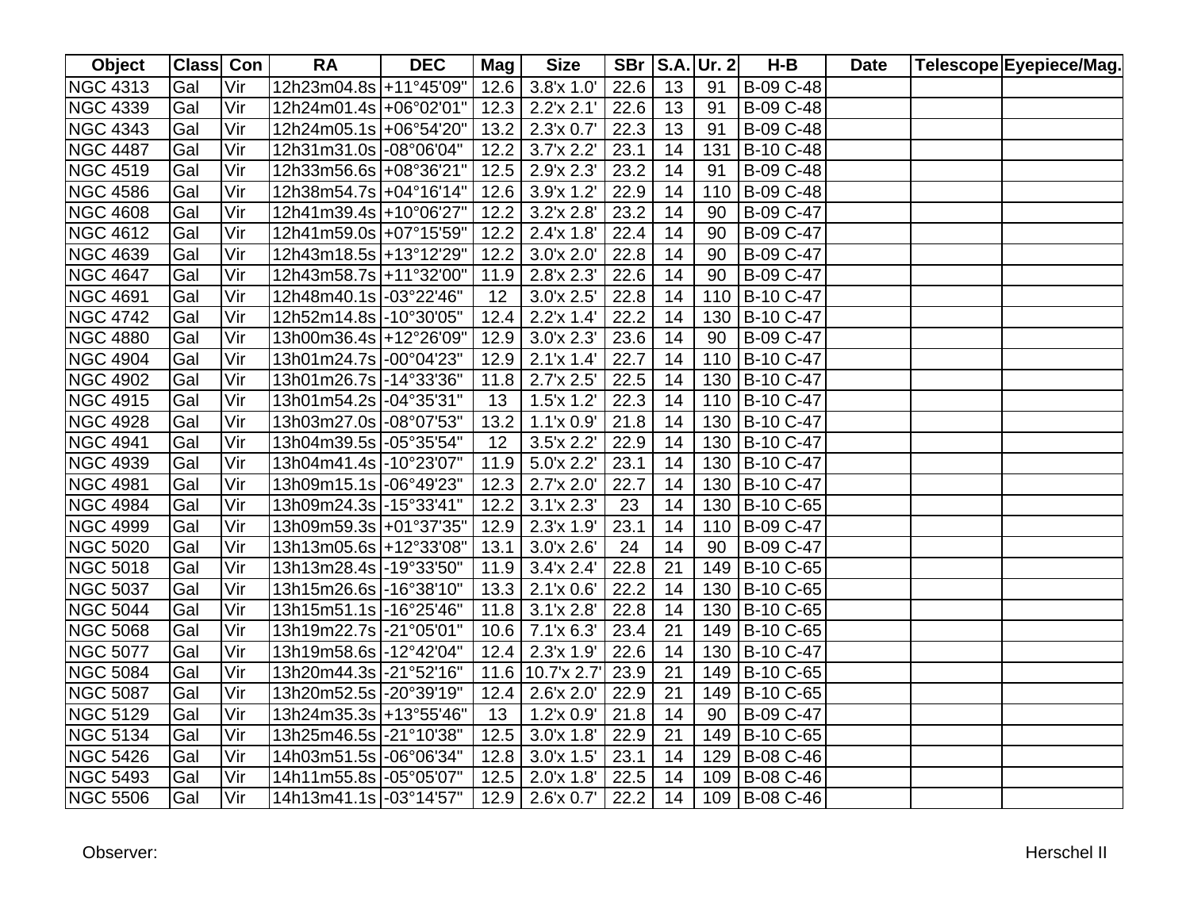| Object | Class | Con | RA | DEC | Mag | Size | SBr | S.A. | Ur. 2 | H-B | Date | Telescope | Eyepiece/Mag. |
|---|---|---|---|---|---|---|---|---|---|---|---|---|---|
| NGC 4313 | Gal | Vir | 12h23m04.8s | +11°45'09" | 12.6 | 3.8'x 1.0' | 22.6 | 13 | 91 | B-09 C-48 | | | |
| NGC 4339 | Gal | Vir | 12h24m01.4s | +06°02'01" | 12.3 | 2.2'x 2.1' | 22.6 | 13 | 91 | B-09 C-48 | | | |
| NGC 4343 | Gal | Vir | 12h24m05.1s | +06°54'20" | 13.2 | 2.3'x 0.7' | 22.3 | 13 | 91 | B-09 C-48 | | | |
| NGC 4487 | Gal | Vir | 12h31m31.0s | -08°06'04" | 12.2 | 3.7'x 2.2' | 23.1 | 14 | 131 | B-10 C-48 | | | |
| NGC 4519 | Gal | Vir | 12h33m56.6s | +08°36'21" | 12.5 | 2.9'x 2.3' | 23.2 | 14 | 91 | B-09 C-48 | | | |
| NGC 4586 | Gal | Vir | 12h38m54.7s | +04°16'14" | 12.6 | 3.9'x 1.2' | 22.9 | 14 | 110 | B-09 C-48 | | | |
| NGC 4608 | Gal | Vir | 12h41m39.4s | +10°06'27" | 12.2 | 3.2'x 2.8' | 23.2 | 14 | 90 | B-09 C-47 | | | |
| NGC 4612 | Gal | Vir | 12h41m59.0s | +07°15'59" | 12.2 | 2.4'x 1.8' | 22.4 | 14 | 90 | B-09 C-47 | | | |
| NGC 4639 | Gal | Vir | 12h43m18.5s | +13°12'29" | 12.2 | 3.0'x 2.0' | 22.8 | 14 | 90 | B-09 C-47 | | | |
| NGC 4647 | Gal | Vir | 12h43m58.7s | +11°32'00" | 11.9 | 2.8'x 2.3' | 22.6 | 14 | 90 | B-09 C-47 | | | |
| NGC 4691 | Gal | Vir | 12h48m40.1s | -03°22'46" | 12 | 3.0'x 2.5' | 22.8 | 14 | 110 | B-10 C-47 | | | |
| NGC 4742 | Gal | Vir | 12h52m14.8s | -10°30'05" | 12.4 | 2.2'x 1.4' | 22.2 | 14 | 130 | B-10 C-47 | | | |
| NGC 4880 | Gal | Vir | 13h00m36.4s | +12°26'09" | 12.9 | 3.0'x 2.3' | 23.6 | 14 | 90 | B-09 C-47 | | | |
| NGC 4904 | Gal | Vir | 13h01m24.7s | -00°04'23" | 12.9 | 2.1'x 1.4' | 22.7 | 14 | 110 | B-10 C-47 | | | |
| NGC 4902 | Gal | Vir | 13h01m26.7s | -14°33'36" | 11.8 | 2.7'x 2.5' | 22.5 | 14 | 130 | B-10 C-47 | | | |
| NGC 4915 | Gal | Vir | 13h01m54.2s | -04°35'31" | 13 | 1.5'x 1.2' | 22.3 | 14 | 110 | B-10 C-47 | | | |
| NGC 4928 | Gal | Vir | 13h03m27.0s | -08°07'53" | 13.2 | 1.1'x 0.9' | 21.8 | 14 | 130 | B-10 C-47 | | | |
| NGC 4941 | Gal | Vir | 13h04m39.5s | -05°35'54" | 12 | 3.5'x 2.2' | 22.9 | 14 | 130 | B-10 C-47 | | | |
| NGC 4939 | Gal | Vir | 13h04m41.4s | -10°23'07" | 11.9 | 5.0'x 2.2' | 23.1 | 14 | 130 | B-10 C-47 | | | |
| NGC 4981 | Gal | Vir | 13h09m15.1s | -06°49'23" | 12.3 | 2.7'x 2.0' | 22.7 | 14 | 130 | B-10 C-47 | | | |
| NGC 4984 | Gal | Vir | 13h09m24.3s | -15°33'41" | 12.2 | 3.1'x 2.3' | 23 | 14 | 130 | B-10 C-65 | | | |
| NGC 4999 | Gal | Vir | 13h09m59.3s | +01°37'35" | 12.9 | 2.3'x 1.9' | 23.1 | 14 | 110 | B-09 C-47 | | | |
| NGC 5020 | Gal | Vir | 13h13m05.6s | +12°33'08" | 13.1 | 3.0'x 2.6' | 24 | 14 | 90 | B-09 C-47 | | | |
| NGC 5018 | Gal | Vir | 13h13m28.4s | -19°33'50" | 11.9 | 3.4'x 2.4' | 22.8 | 21 | 149 | B-10 C-65 | | | |
| NGC 5037 | Gal | Vir | 13h15m26.6s | -16°38'10" | 13.3 | 2.1'x 0.6' | 22.2 | 14 | 130 | B-10 C-65 | | | |
| NGC 5044 | Gal | Vir | 13h15m51.1s | -16°25'46" | 11.8 | 3.1'x 2.8' | 22.8 | 14 | 130 | B-10 C-65 | | | |
| NGC 5068 | Gal | Vir | 13h19m22.7s | -21°05'01" | 10.6 | 7.1'x 6.3' | 23.4 | 21 | 149 | B-10 C-65 | | | |
| NGC 5077 | Gal | Vir | 13h19m58.6s | -12°42'04" | 12.4 | 2.3'x 1.9' | 22.6 | 14 | 130 | B-10 C-47 | | | |
| NGC 5084 | Gal | Vir | 13h20m44.3s | -21°52'16" | 11.6 | 10.7'x 2.7' | 23.9 | 21 | 149 | B-10 C-65 | | | |
| NGC 5087 | Gal | Vir | 13h20m52.5s | -20°39'19" | 12.4 | 2.6'x 2.0' | 22.9 | 21 | 149 | B-10 C-65 | | | |
| NGC 5129 | Gal | Vir | 13h24m35.3s | +13°55'46" | 13 | 1.2'x 0.9' | 21.8 | 14 | 90 | B-09 C-47 | | | |
| NGC 5134 | Gal | Vir | 13h25m46.5s | -21°10'38" | 12.5 | 3.0'x 1.8' | 22.9 | 21 | 149 | B-10 C-65 | | | |
| NGC 5426 | Gal | Vir | 14h03m51.5s | -06°06'34" | 12.8 | 3.0'x 1.5' | 23.1 | 14 | 129 | B-08 C-46 | | | |
| NGC 5493 | Gal | Vir | 14h11m55.8s | -05°05'07" | 12.5 | 2.0'x 1.8' | 22.5 | 14 | 109 | B-08 C-46 | | | |
| NGC 5506 | Gal | Vir | 14h13m41.1s | -03°14'57" | 12.9 | 2.6'x 0.7' | 22.2 | 14 | 109 | B-08 C-46 | | | |

Observer:

Herschel II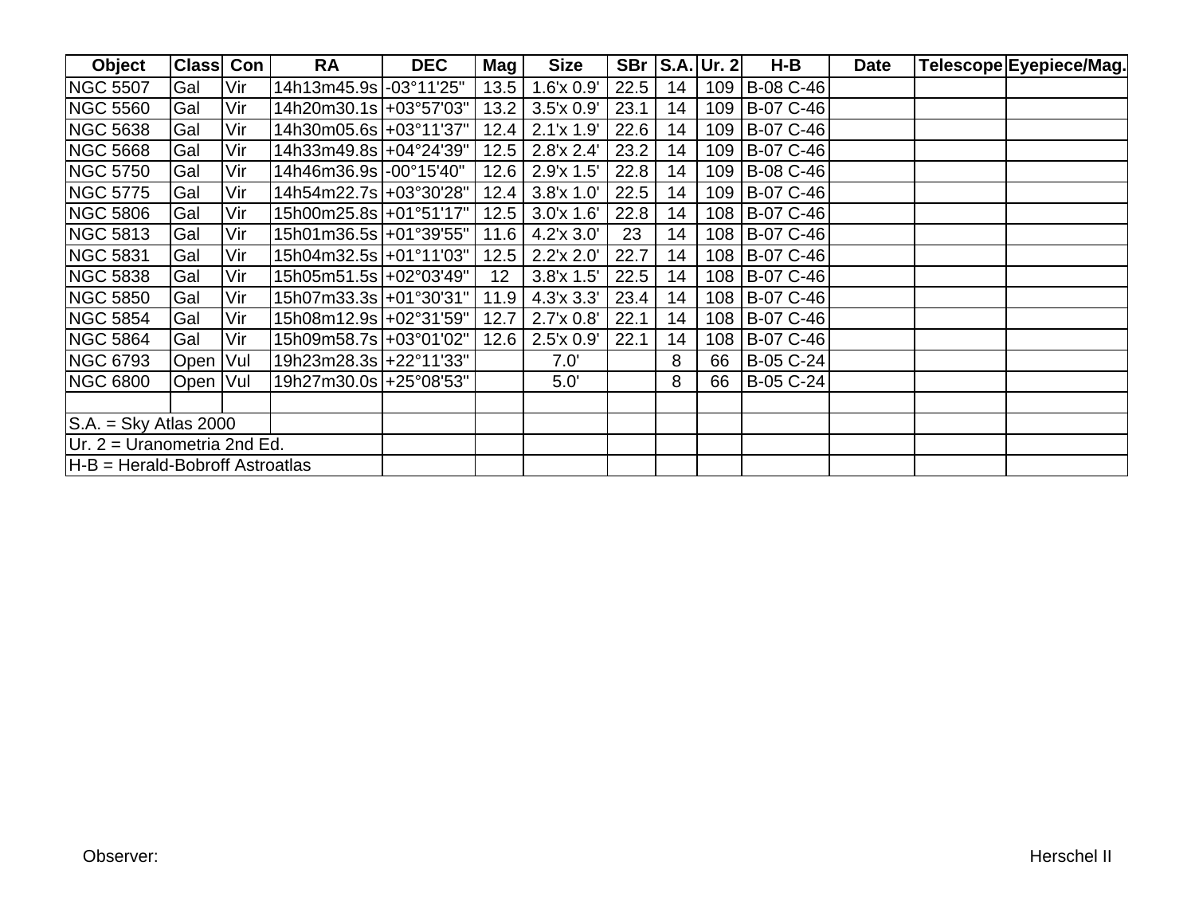| Object | Class | Con | RA | DEC | Mag | Size | SBr | S.A. | Ur. 2 | H-B | Date | Telescope | Eyepiece/Mag. |
|---|---|---|---|---|---|---|---|---|---|---|---|---|---|
| NGC 5507 | Gal | Vir | 14h13m45.9s | -03°11'25" | 13.5 | 1.6'x 0.9' | 22.5 | 14 | 109 | B-08 C-46 | | | |
| NGC 5560 | Gal | Vir | 14h20m30.1s | +03°57'03" | 13.2 | 3.5'x 0.9' | 23.1 | 14 | 109 | B-07 C-46 | | | |
| NGC 5638 | Gal | Vir | 14h30m05.6s | +03°11'37" | 12.4 | 2.1'x 1.9' | 22.6 | 14 | 109 | B-07 C-46 | | | |
| NGC 5668 | Gal | Vir | 14h33m49.8s | +04°24'39" | 12.5 | 2.8'x 2.4' | 23.2 | 14 | 109 | B-07 C-46 | | | |
| NGC 5750 | Gal | Vir | 14h46m36.9s | -00°15'40" | 12.6 | 2.9'x 1.5' | 22.8 | 14 | 109 | B-08 C-46 | | | |
| NGC 5775 | Gal | Vir | 14h54m22.7s | +03°30'28" | 12.4 | 3.8'x 1.0' | 22.5 | 14 | 109 | B-07 C-46 | | | |
| NGC 5806 | Gal | Vir | 15h00m25.8s | +01°51'17" | 12.5 | 3.0'x 1.6' | 22.8 | 14 | 108 | B-07 C-46 | | | |
| NGC 5813 | Gal | Vir | 15h01m36.5s | +01°39'55" | 11.6 | 4.2'x 3.0' | 23 | 14 | 108 | B-07 C-46 | | | |
| NGC 5831 | Gal | Vir | 15h04m32.5s | +01°11'03" | 12.5 | 2.2'x 2.0' | 22.7 | 14 | 108 | B-07 C-46 | | | |
| NGC 5838 | Gal | Vir | 15h05m51.5s | +02°03'49" | 12 | 3.8'x 1.5' | 22.5 | 14 | 108 | B-07 C-46 | | | |
| NGC 5850 | Gal | Vir | 15h07m33.3s | +01°30'31" | 11.9 | 4.3'x 3.3' | 23.4 | 14 | 108 | B-07 C-46 | | | |
| NGC 5854 | Gal | Vir | 15h08m12.9s | +02°31'59" | 12.7 | 2.7'x 0.8' | 22.1 | 14 | 108 | B-07 C-46 | | | |
| NGC 5864 | Gal | Vir | 15h09m58.7s | +03°01'02" | 12.6 | 2.5'x 0.9' | 22.1 | 14 | 108 | B-07 C-46 | | | |
| NGC 6793 | Open | Vul | 19h23m28.3s | +22°11'33" | | 7.0' | | 8 | 66 | B-05 C-24 | | | |
| NGC 6800 | Open | Vul | 19h27m30.0s | +25°08'53" | | 5.0' | | 8 | 66 | B-05 C-24 | | | |
| | | | | | | | | | | | | | |
| S.A. = Sky Atlas 2000 | | | | | | | | | | | | | |
| Ur. 2 = Uranometria 2nd Ed. | | | | | | | | | | | | | |
| H-B = Herald-Bobroff Astroatlas | | | | | | | | | | | | | |

Observer:

Herschel II